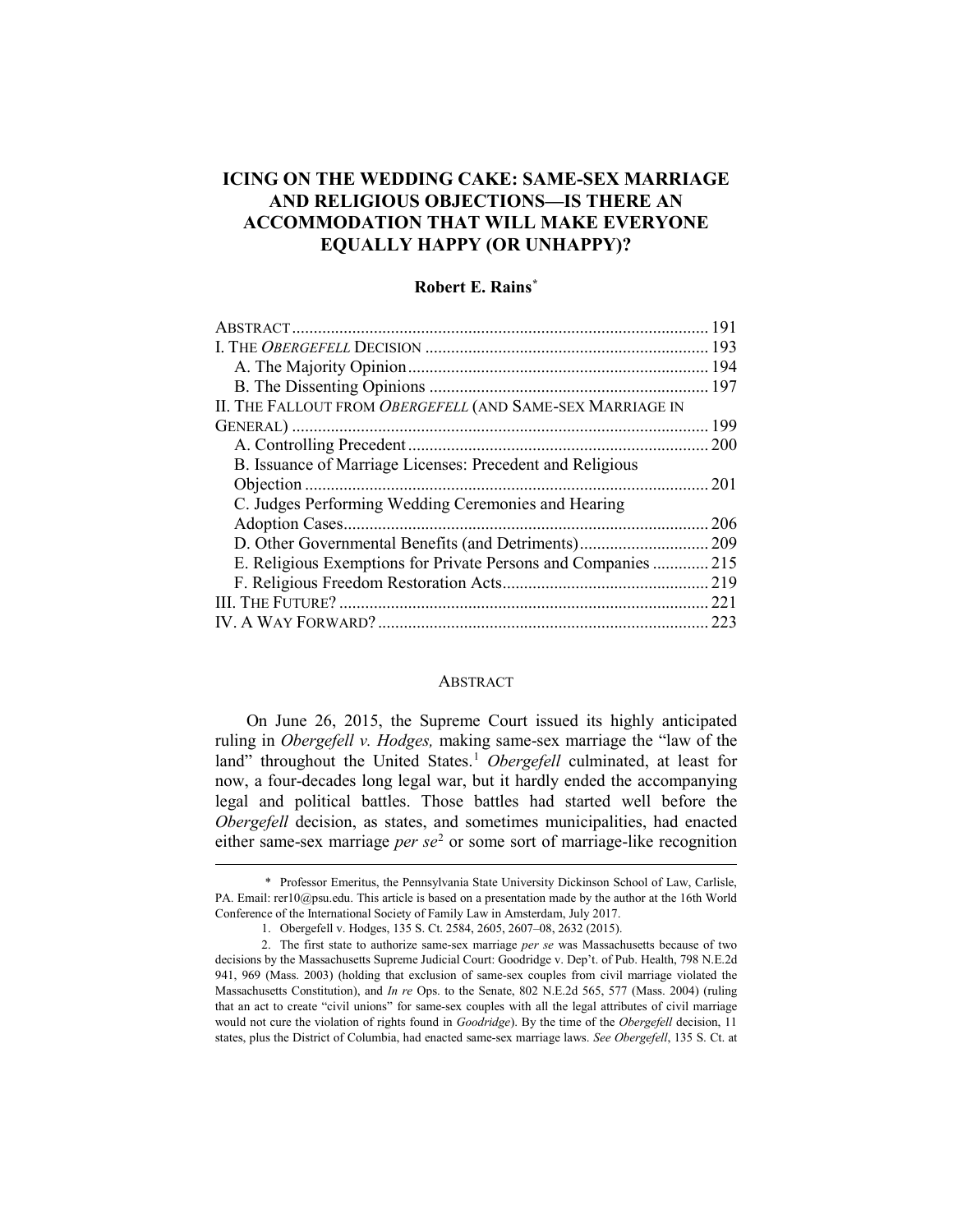# ICING ON THE WEDDING CAKE: SAME-SEX MARRIAGE AND RELIGIOUS OBJECTIONS—IS THERE AN ACCOMMODATION THAT WILL MAKE EVERYONE EQUALLY HAPPY (OR UNHAPPY)?

**Robert E. Rains***

| | |
|---|---|
| ABSTRACT | 191 |
| I. THE *OBERGEFELL* DECISION | 193 |
| A. The Majority Opinion | 194 |
| B. The Dissenting Opinions | 197 |
| II. THE FALLOUT FROM *OBERGEFELL* (AND SAME-SEX MARRIAGE IN GENERAL) | 199 |
| A. Controlling Precedent | 200 |
| B. Issuance of Marriage Licenses: Precedent and Religious Objection | 201 |
| C. Judges Performing Wedding Ceremonies and Hearing Adoption Cases | 206 |
| D. Other Governmental Benefits (and Detriments) | 209 |
| E. Religious Exemptions for Private Persons and Companies | 215 |
| F. Religious Freedom Restoration Acts | 219 |
| III. THE FUTURE? | 221 |
| IV. A WAY FORWARD? | 223 |

## ABSTRACT

On June 26, 2015, the Supreme Court issued its highly anticipated ruling in *Obergefell v. Hodges,* making same-sex marriage the "law of the land" throughout the United States.[1] *Obergefell* culminated, at least for now, a four-decades long legal war, but it hardly ended the accompanying legal and political battles. Those battles had started well before the *Obergefell* decision, as states, and sometimes municipalities, had enacted either same-sex marriage *per se*[2] or some sort of marriage-like recognition

---

\* Professor Emeritus, the Pennsylvania State University Dickinson School of Law, Carlisle, PA. Email: rer10@psu.edu. This article is based on a presentation made by the author at the 16th World Conference of the International Society of Family Law in Amsterdam, July 2017.

1. Obergefell v. Hodges, 135 S. Ct. 2584, 2605, 2607–08, 2632 (2015).

2. The first state to authorize same-sex marriage *per se* was Massachusetts because of two decisions by the Massachusetts Supreme Judicial Court: Goodridge v. Dep't. of Pub. Health, 798 N.E.2d 941, 969 (Mass. 2003) (holding that exclusion of same-sex couples from civil marriage violated the Massachusetts Constitution), and *In re* Ops. to the Senate, 802 N.E.2d 565, 577 (Mass. 2004) (ruling that an act to create "civil unions" for same-sex couples with all the legal attributes of civil marriage would not cure the violation of rights found in *Goodridge*). By the time of the *Obergefell* decision, 11 states, plus the District of Columbia, had enacted same-sex marriage laws. *See Obergefell*, 135 S. Ct. at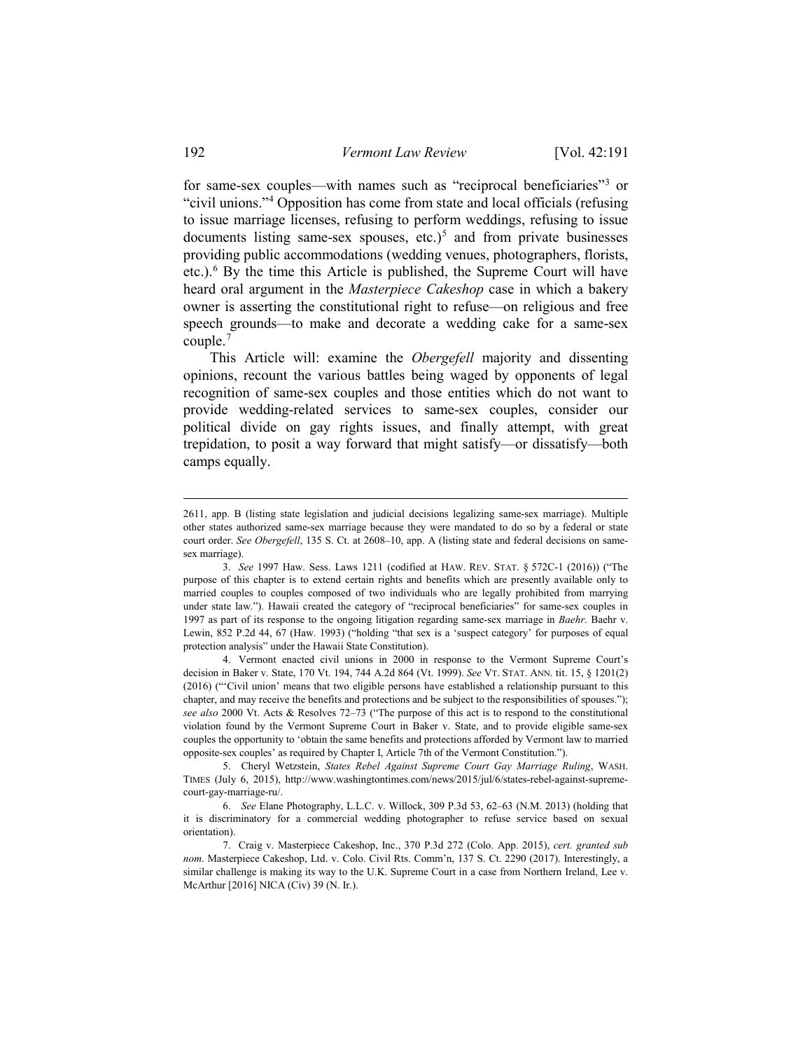for same-sex couples—with names such as "reciprocal beneficiaries"[3] or "civil unions."[4] Opposition has come from state and local officials (refusing to issue marriage licenses, refusing to perform weddings, refusing to issue documents listing same-sex spouses, etc.)[5] and from private businesses providing public accommodations (wedding venues, photographers, florists, etc.).[6] By the time this Article is published, the Supreme Court will have heard oral argument in the *Masterpiece Cakeshop* case in which a bakery owner is asserting the constitutional right to refuse—on religious and free speech grounds—to make and decorate a wedding cake for a same-sex couple.[7]

This Article will: examine the *Obergefell* majority and dissenting opinions, recount the various battles being waged by opponents of legal recognition of same-sex couples and those entities which do not want to provide wedding-related services to same-sex couples, consider our political divide on gay rights issues, and finally attempt, with great trepidation, to posit a way forward that might satisfy—or dissatisfy—both camps equally.

---

2611, app. B (listing state legislation and judicial decisions legalizing same-sex marriage). Multiple other states authorized same-sex marriage because they were mandated to do so by a federal or state court order. *See Obergefell*, 135 S. Ct. at 2608–10, app. A (listing state and federal decisions on same-sex marriage).

3. *See* 1997 Haw. Sess. Laws 1211 (codified at HAW. REV. STAT. § 572C-1 (2016)) ("The purpose of this chapter is to extend certain rights and benefits which are presently available only to married couples to couples composed of two individuals who are legally prohibited from marrying under state law."). Hawaii created the category of "reciprocal beneficiaries" for same-sex couples in 1997 as part of its response to the ongoing litigation regarding same-sex marriage in *Baehr*. Baehr v. Lewin, 852 P.2d 44, 67 (Haw. 1993) ("holding "that sex is a 'suspect category' for purposes of equal protection analysis" under the Hawaii State Constitution).

4. Vermont enacted civil unions in 2000 in response to the Vermont Supreme Court's decision in Baker v. State, 170 Vt. 194, 744 A.2d 864 (Vt. 1999). *See* VT. STAT. ANN. tit. 15, § 1201(2) (2016) ("'Civil union' means that two eligible persons have established a relationship pursuant to this chapter, and may receive the benefits and protections and be subject to the responsibilities of spouses."); *see also* 2000 Vt. Acts & Resolves 72–73 ("The purpose of this act is to respond to the constitutional violation found by the Vermont Supreme Court in Baker v. State, and to provide eligible same-sex couples the opportunity to 'obtain the same benefits and protections afforded by Vermont law to married opposite-sex couples' as required by Chapter I, Article 7th of the Vermont Constitution.").

5. Cheryl Wetzstein, *States Rebel Against Supreme Court Gay Marriage Ruling*, WASH. TIMES (July 6, 2015), http://www.washingtontimes.com/news/2015/jul/6/states-rebel-against-supreme-court-gay-marriage-ru/.

6. *See* Elane Photography, L.L.C. v. Willock, 309 P.3d 53, 62–63 (N.M. 2013) (holding that it is discriminatory for a commercial wedding photographer to refuse service based on sexual orientation).

7. Craig v. Masterpiece Cakeshop, Inc., 370 P.3d 272 (Colo. App. 2015), *cert. granted sub nom*. Masterpiece Cakeshop, Ltd. v. Colo. Civil Rts. Comm'n, 137 S. Ct. 2290 (2017). Interestingly, a similar challenge is making its way to the U.K. Supreme Court in a case from Northern Ireland, Lee v. McArthur [2016] NICA (Civ) 39 (N. Ir.).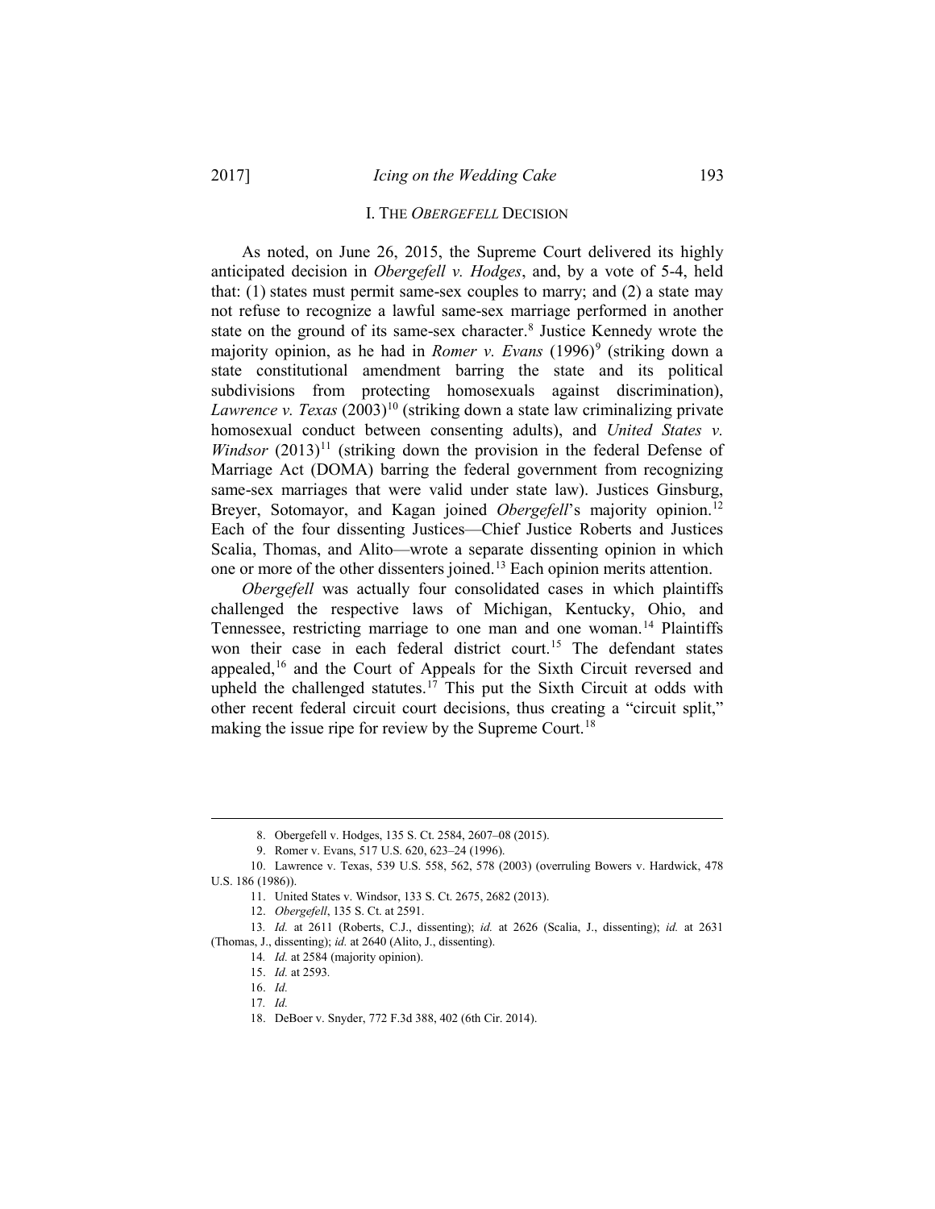## I. THE *OBERGEFELL* DECISION

As noted, on June 26, 2015, the Supreme Court delivered its highly anticipated decision in *Obergefell v. Hodges*, and, by a vote of 5-4, held that: (1) states must permit same-sex couples to marry; and (2) a state may not refuse to recognize a lawful same-sex marriage performed in another state on the ground of its same-sex character.[8] Justice Kennedy wrote the majority opinion, as he had in *Romer v. Evans* (1996)[9] (striking down a state constitutional amendment barring the state and its political subdivisions from protecting homosexuals against discrimination), *Lawrence v. Texas* (2003)[10] (striking down a state law criminalizing private homosexual conduct between consenting adults), and *United States v. Windsor* (2013)[11] (striking down the provision in the federal Defense of Marriage Act (DOMA) barring the federal government from recognizing same-sex marriages that were valid under state law). Justices Ginsburg, Breyer, Sotomayor, and Kagan joined *Obergefell*'s majority opinion.[12] Each of the four dissenting Justices—Chief Justice Roberts and Justices Scalia, Thomas, and Alito—wrote a separate dissenting opinion in which one or more of the other dissenters joined.[13] Each opinion merits attention.

*Obergefell* was actually four consolidated cases in which plaintiffs challenged the respective laws of Michigan, Kentucky, Ohio, and Tennessee, restricting marriage to one man and one woman.[14] Plaintiffs won their case in each federal district court.[15] The defendant states appealed,[16] and the Court of Appeals for the Sixth Circuit reversed and upheld the challenged statutes.[17] This put the Sixth Circuit at odds with other recent federal circuit court decisions, thus creating a "circuit split," making the issue ripe for review by the Supreme Court.[18]

---

8. Obergefell v. Hodges, 135 S. Ct. 2584, 2607–08 (2015).

9. Romer v. Evans, 517 U.S. 620, 623–24 (1996).

10. Lawrence v. Texas, 539 U.S. 558, 562, 578 (2003) (overruling Bowers v. Hardwick, 478 U.S. 186 (1986)).

11. United States v. Windsor, 133 S. Ct. 2675, 2682 (2013).

12. *Obergefell*, 135 S. Ct. at 2591.

13. *Id.* at 2611 (Roberts, C.J., dissenting); *id.* at 2626 (Scalia, J., dissenting); *id.* at 2631 (Thomas, J., dissenting); *id.* at 2640 (Alito, J., dissenting).

14. *Id.* at 2584 (majority opinion).

15. *Id.* at 2593.

16. *Id.*

17. *Id.*

18. DeBoer v. Snyder, 772 F.3d 388, 402 (6th Cir. 2014).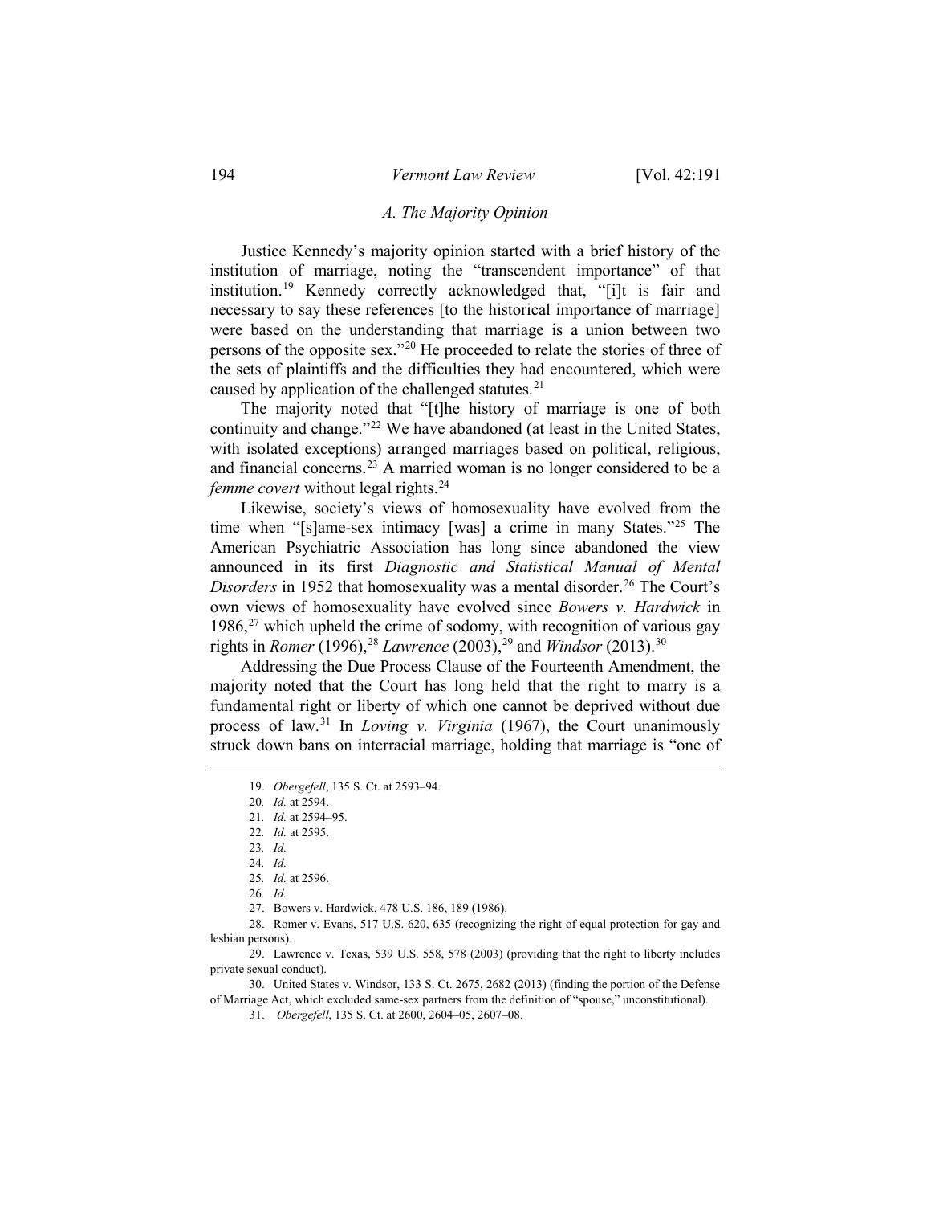### *A. The Majority Opinion*

Justice Kennedy's majority opinion started with a brief history of the institution of marriage, noting the "transcendent importance" of that institution.[19] Kennedy correctly acknowledged that, "[i]t is fair and necessary to say these references [to the historical importance of marriage] were based on the understanding that marriage is a union between two persons of the opposite sex."[20] He proceeded to relate the stories of three of the sets of plaintiffs and the difficulties they had encountered, which were caused by application of the challenged statutes.[21]

The majority noted that "[t]he history of marriage is one of both continuity and change."[22] We have abandoned (at least in the United States, with isolated exceptions) arranged marriages based on political, religious, and financial concerns.[23] A married woman is no longer considered to be a *femme covert* without legal rights.[24]

Likewise, society's views of homosexuality have evolved from the time when "[s]ame-sex intimacy [was] a crime in many States."[25] The American Psychiatric Association has long since abandoned the view announced in its first *Diagnostic and Statistical Manual of Mental Disorders* in 1952 that homosexuality was a mental disorder.[26] The Court's own views of homosexuality have evolved since *Bowers v. Hardwick* in 1986,[27] which upheld the crime of sodomy, with recognition of various gay rights in *Romer* (1996),[28] *Lawrence* (2003),[29] and *Windsor* (2013).[30]

Addressing the Due Process Clause of the Fourteenth Amendment, the majority noted that the Court has long held that the right to marry is a fundamental right or liberty of which one cannot be deprived without due process of law.[31] In *Loving v. Virginia* (1967), the Court unanimously struck down bans on interracial marriage, holding that marriage is "one of

---

19. *Obergefell*, 135 S. Ct. at 2593–94.

20. *Id.* at 2594.

21. *Id.* at 2594–95.

22. *Id.* at 2595.

23. *Id.*

24. *Id.*

25. *Id.* at 2596.

26. *Id.*

27. Bowers v. Hardwick, 478 U.S. 186, 189 (1986).

28. Romer v. Evans, 517 U.S. 620, 635 (recognizing the right of equal protection for gay and lesbian persons).

29. Lawrence v. Texas, 539 U.S. 558, 578 (2003) (providing that the right to liberty includes private sexual conduct).

30. United States v. Windsor, 133 S. Ct. 2675, 2682 (2013) (finding the portion of the Defense of Marriage Act, which excluded same-sex partners from the definition of "spouse," unconstitutional).

31. *Obergefell*, 135 S. Ct. at 2600, 2604–05, 2607–08.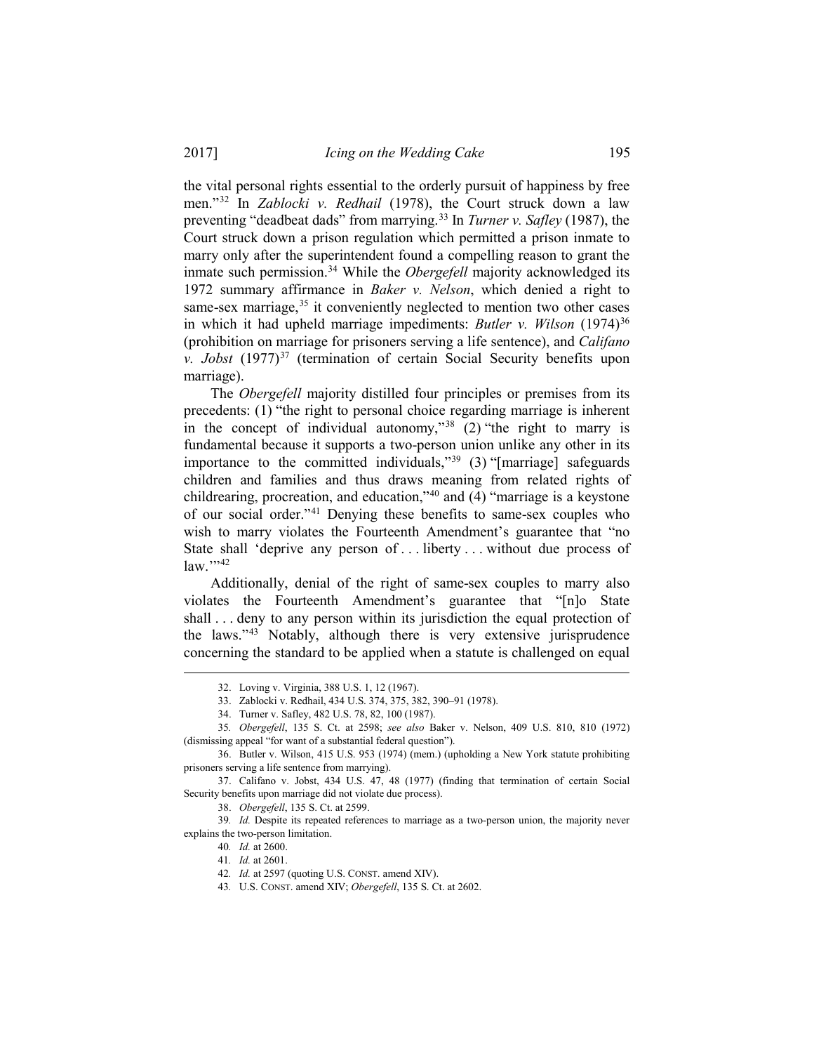the vital personal rights essential to the orderly pursuit of happiness by free men."[32] In *Zablocki v. Redhail* (1978), the Court struck down a law preventing "deadbeat dads" from marrying.[33] In *Turner v. Safley* (1987), the Court struck down a prison regulation which permitted a prison inmate to marry only after the superintendent found a compelling reason to grant the inmate such permission.[34] While the *Obergefell* majority acknowledged its 1972 summary affirmance in *Baker v. Nelson*, which denied a right to same-sex marriage,[35] it conveniently neglected to mention two other cases in which it had upheld marriage impediments: *Butler v. Wilson* (1974)[36] (prohibition on marriage for prisoners serving a life sentence), and *Califano v. Jobst* (1977)[37] (termination of certain Social Security benefits upon marriage).

The *Obergefell* majority distilled four principles or premises from its precedents: (1) "the right to personal choice regarding marriage is inherent in the concept of individual autonomy,"[38] (2) "the right to marry is fundamental because it supports a two-person union unlike any other in its importance to the committed individuals,"[39] (3) "[marriage] safeguards children and families and thus draws meaning from related rights of childrearing, procreation, and education,"[40] and (4) "marriage is a keystone of our social order."[41] Denying these benefits to same-sex couples who wish to marry violates the Fourteenth Amendment's guarantee that "no State shall 'deprive any person of . . . liberty . . . without due process of law.'"[42]

Additionally, denial of the right of same-sex couples to marry also violates the Fourteenth Amendment's guarantee that "[n]o State shall . . . deny to any person within its jurisdiction the equal protection of the laws."[43] Notably, although there is very extensive jurisprudence concerning the standard to be applied when a statute is challenged on equal

---

32. Loving v. Virginia, 388 U.S. 1, 12 (1967).

33. Zablocki v. Redhail, 434 U.S. 374, 375, 382, 390–91 (1978).

34. Turner v. Safley, 482 U.S. 78, 82, 100 (1987).

35. *Obergefell*, 135 S. Ct. at 2598; *see also* Baker v. Nelson, 409 U.S. 810, 810 (1972) (dismissing appeal "for want of a substantial federal question").

36. Butler v. Wilson, 415 U.S. 953 (1974) (mem.) (upholding a New York statute prohibiting prisoners serving a life sentence from marrying).

37. Califano v. Jobst, 434 U.S. 47, 48 (1977) (finding that termination of certain Social Security benefits upon marriage did not violate due process).

38. *Obergefell*, 135 S. Ct. at 2599.

39. *Id.* Despite its repeated references to marriage as a two-person union, the majority never explains the two-person limitation.

40. *Id.* at 2600.

41. *Id.* at 2601.

42. *Id.* at 2597 (quoting U.S. CONST. amend XIV).

43. U.S. CONST. amend XIV; *Obergefell*, 135 S. Ct. at 2602.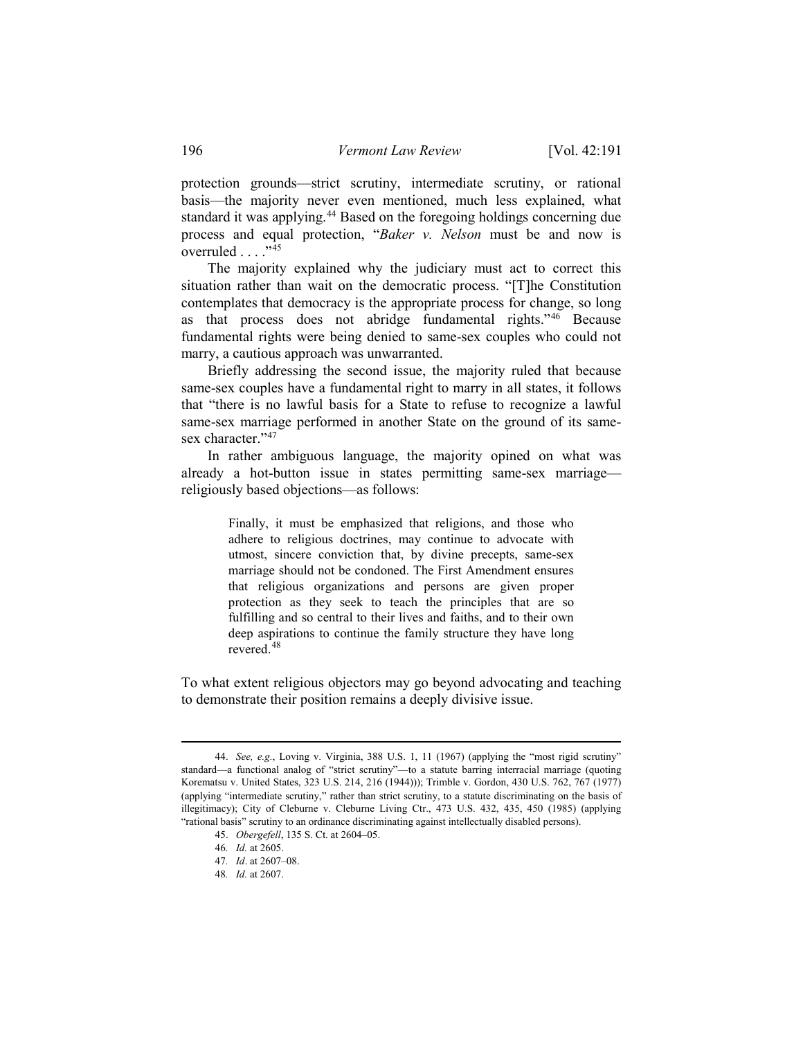protection grounds—strict scrutiny, intermediate scrutiny, or rational basis—the majority never even mentioned, much less explained, what standard it was applying.[44] Based on the foregoing holdings concerning due process and equal protection, "*Baker v. Nelson* must be and now is overruled . . . ."[45]

The majority explained why the judiciary must act to correct this situation rather than wait on the democratic process. "[T]he Constitution contemplates that democracy is the appropriate process for change, so long as that process does not abridge fundamental rights."[46] Because fundamental rights were being denied to same-sex couples who could not marry, a cautious approach was unwarranted.

Briefly addressing the second issue, the majority ruled that because same-sex couples have a fundamental right to marry in all states, it follows that "there is no lawful basis for a State to refuse to recognize a lawful same-sex marriage performed in another State on the ground of its same-sex character."[47]

In rather ambiguous language, the majority opined on what was already a hot-button issue in states permitting same-sex marriage—religiously based objections—as follows:

> Finally, it must be emphasized that religions, and those who adhere to religious doctrines, may continue to advocate with utmost, sincere conviction that, by divine precepts, same-sex marriage should not be condoned. The First Amendment ensures that religious organizations and persons are given proper protection as they seek to teach the principles that are so fulfilling and so central to their lives and faiths, and to their own deep aspirations to continue the family structure they have long revered.[48]

To what extent religious objectors may go beyond advocating and teaching to demonstrate their position remains a deeply divisive issue.

---

44. *See, e.g.*, Loving v. Virginia, 388 U.S. 1, 11 (1967) (applying the "most rigid scrutiny" standard—a functional analog of "strict scrutiny"—to a statute barring interracial marriage (quoting Korematsu v. United States, 323 U.S. 214, 216 (1944))); Trimble v. Gordon, 430 U.S. 762, 767 (1977) (applying "intermediate scrutiny," rather than strict scrutiny, to a statute discriminating on the basis of illegitimacy); City of Cleburne v. Cleburne Living Ctr., 473 U.S. 432, 435, 450 (1985) (applying "rational basis" scrutiny to an ordinance discriminating against intellectually disabled persons).

45. *Obergefell*, 135 S. Ct. at 2604–05.

46. *Id.* at 2605.

47. *Id*. at 2607–08.

48. *Id.* at 2607.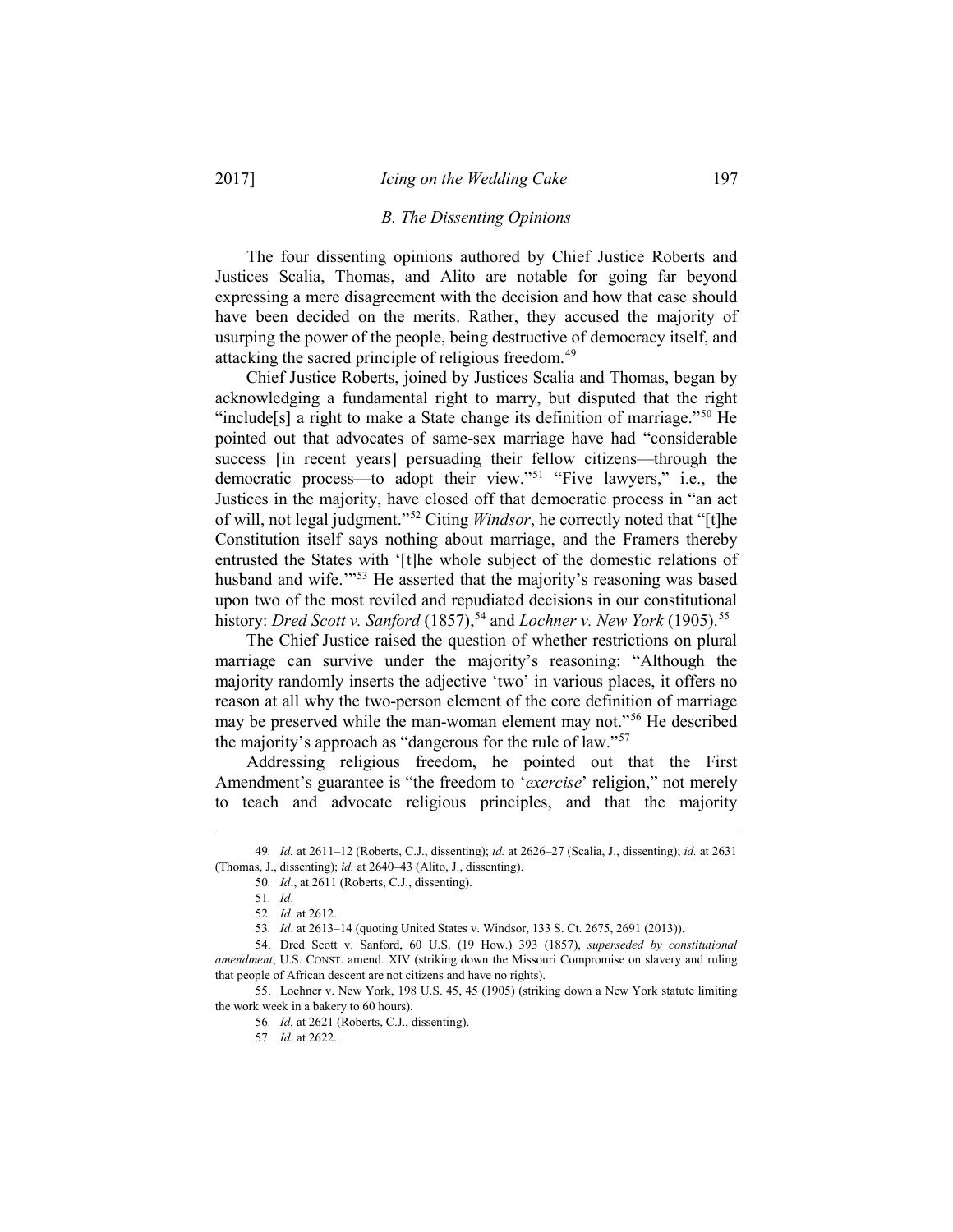### *B. The Dissenting Opinions*

The four dissenting opinions authored by Chief Justice Roberts and Justices Scalia, Thomas, and Alito are notable for going far beyond expressing a mere disagreement with the decision and how that case should have been decided on the merits. Rather, they accused the majority of usurping the power of the people, being destructive of democracy itself, and attacking the sacred principle of religious freedom.[49]

Chief Justice Roberts, joined by Justices Scalia and Thomas, began by acknowledging a fundamental right to marry, but disputed that the right "include[s] a right to make a State change its definition of marriage."[50] He pointed out that advocates of same-sex marriage have had "considerable success [in recent years] persuading their fellow citizens—through the democratic process—to adopt their view."[51] "Five lawyers," i.e., the Justices in the majority, have closed off that democratic process in "an act of will, not legal judgment."[52] Citing *Windsor*, he correctly noted that "[t]he Constitution itself says nothing about marriage, and the Framers thereby entrusted the States with '[t]he whole subject of the domestic relations of husband and wife.'"[53] He asserted that the majority's reasoning was based upon two of the most reviled and repudiated decisions in our constitutional history: *Dred Scott v. Sanford* (1857),[54] and *Lochner v. New York* (1905).[55]

The Chief Justice raised the question of whether restrictions on plural marriage can survive under the majority's reasoning: "Although the majority randomly inserts the adjective 'two' in various places, it offers no reason at all why the two-person element of the core definition of marriage may be preserved while the man-woman element may not."[56] He described the majority's approach as "dangerous for the rule of law."[57]

Addressing religious freedom, he pointed out that the First Amendment's guarantee is "the freedom to '*exercise*' religion," not merely to teach and advocate religious principles, and that the majority

---

49. *Id.* at 2611–12 (Roberts, C.J., dissenting); *id.* at 2626–27 (Scalia, J., dissenting); *id.* at 2631 (Thomas, J., dissenting); *id.* at 2640–43 (Alito, J., dissenting).

50. *Id*., at 2611 (Roberts, C.J., dissenting).

51. *Id*.

52. *Id.* at 2612.

53. *Id*. at 2613–14 (quoting United States v. Windsor, 133 S. Ct. 2675, 2691 (2013)).

54. Dred Scott v. Sanford, 60 U.S. (19 How.) 393 (1857), *superseded by constitutional amendment*, U.S. CONST. amend. XIV (striking down the Missouri Compromise on slavery and ruling that people of African descent are not citizens and have no rights).

55. Lochner v. New York, 198 U.S. 45, 45 (1905) (striking down a New York statute limiting the work week in a bakery to 60 hours).

56. *Id.* at 2621 (Roberts, C.J., dissenting).

57. *Id.* at 2622.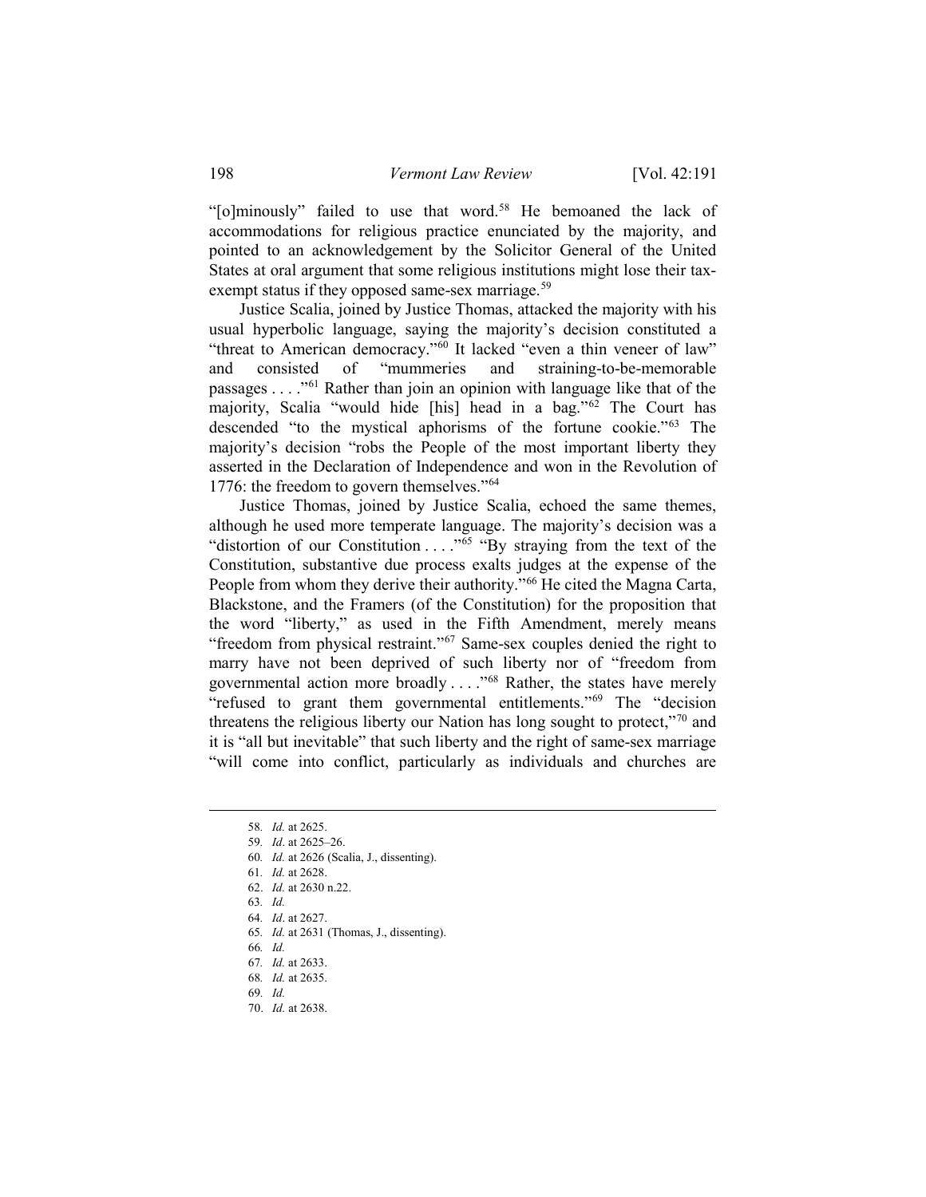"[o]minously" failed to use that word.[58] He bemoaned the lack of accommodations for religious practice enunciated by the majority, and pointed to an acknowledgement by the Solicitor General of the United States at oral argument that some religious institutions might lose their tax-exempt status if they opposed same-sex marriage.[59]

Justice Scalia, joined by Justice Thomas, attacked the majority with his usual hyperbolic language, saying the majority's decision constituted a "threat to American democracy."[60] It lacked "even a thin veneer of law" and consisted of "mummeries and straining-to-be-memorable passages . . . ."[61] Rather than join an opinion with language like that of the majority, Scalia "would hide [his] head in a bag."[62] The Court has descended "to the mystical aphorisms of the fortune cookie."[63] The majority's decision "robs the People of the most important liberty they asserted in the Declaration of Independence and won in the Revolution of 1776: the freedom to govern themselves."[64]

Justice Thomas, joined by Justice Scalia, echoed the same themes, although he used more temperate language. The majority's decision was a "distortion of our Constitution . . . ."[65] "By straying from the text of the Constitution, substantive due process exalts judges at the expense of the People from whom they derive their authority."[66] He cited the Magna Carta, Blackstone, and the Framers (of the Constitution) for the proposition that the word "liberty," as used in the Fifth Amendment, merely means "freedom from physical restraint."[67] Same-sex couples denied the right to marry have not been deprived of such liberty nor of "freedom from governmental action more broadly . . . ."[68] Rather, the states have merely "refused to grant them governmental entitlements."[69] The "decision threatens the religious liberty our Nation has long sought to protect,"[70] and it is "all but inevitable" that such liberty and the right of same-sex marriage "will come into conflict, particularly as individuals and churches are

58. *Id.* at 2625.
59. *Id*. at 2625–26.
60. *Id.* at 2626 (Scalia, J., dissenting).
61. *Id.* at 2628.
62. *Id.* at 2630 n.22.
63. *Id.*
64. *Id*. at 2627.
65. *Id.* at 2631 (Thomas, J., dissenting).
66. *Id.*
67. *Id.* at 2633.
68. *Id.* at 2635.
69. *Id.*
70. *Id.* at 2638.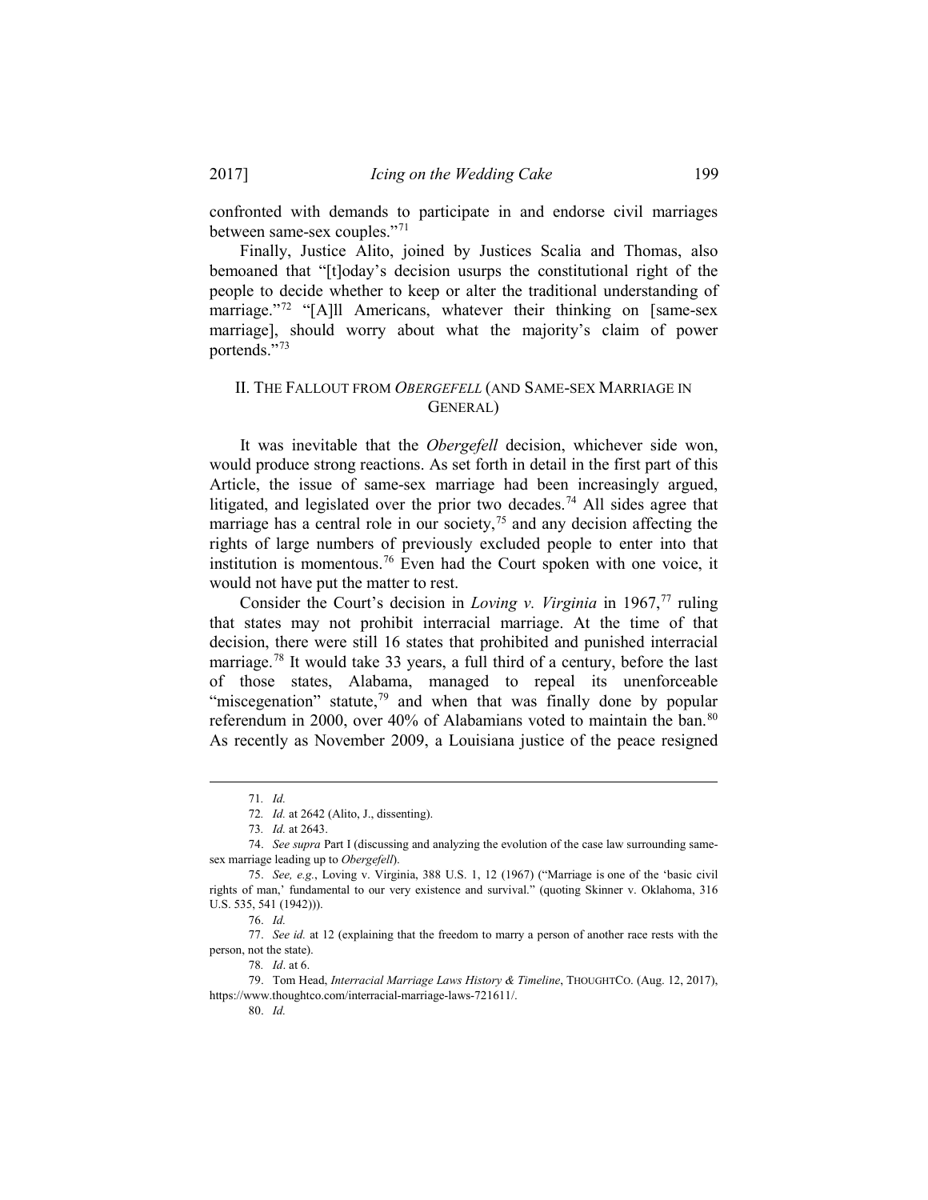confronted with demands to participate in and endorse civil marriages between same-sex couples."[71]

Finally, Justice Alito, joined by Justices Scalia and Thomas, also bemoaned that "[t]oday's decision usurps the constitutional right of the people to decide whether to keep or alter the traditional understanding of marriage."[72] "[A]ll Americans, whatever their thinking on [same-sex marriage], should worry about what the majority's claim of power portends."[73]

## II. THE FALLOUT FROM *OBERGEFELL* (AND SAME-SEX MARRIAGE IN GENERAL)

It was inevitable that the *Obergefell* decision, whichever side won, would produce strong reactions. As set forth in detail in the first part of this Article, the issue of same-sex marriage had been increasingly argued, litigated, and legislated over the prior two decades.[74] All sides agree that marriage has a central role in our society,[75] and any decision affecting the rights of large numbers of previously excluded people to enter into that institution is momentous.[76] Even had the Court spoken with one voice, it would not have put the matter to rest.

Consider the Court's decision in *Loving v. Virginia* in 1967,[77] ruling that states may not prohibit interracial marriage. At the time of that decision, there were still 16 states that prohibited and punished interracial marriage.[78] It would take 33 years, a full third of a century, before the last of those states, Alabama, managed to repeal its unenforceable "miscegenation" statute,[79] and when that was finally done by popular referendum in 2000, over 40% of Alabamians voted to maintain the ban.[80] As recently as November 2009, a Louisiana justice of the peace resigned

---

71. *Id.*

72. *Id.* at 2642 (Alito, J., dissenting).

73. *Id.* at 2643.

74. *See supra* Part I (discussing and analyzing the evolution of the case law surrounding same-sex marriage leading up to *Obergefell*).

75. *See, e.g.*, Loving v. Virginia, 388 U.S. 1, 12 (1967) ("Marriage is one of the 'basic civil rights of man,' fundamental to our very existence and survival." (quoting Skinner v. Oklahoma, 316 U.S. 535, 541 (1942))).

76. *Id.*

77. *See id.* at 12 (explaining that the freedom to marry a person of another race rests with the person, not the state).

78. *Id*. at 6.

79. Tom Head, *Interracial Marriage Laws History & Timeline*, THOUGHTCO. (Aug. 12, 2017), https://www.thoughtco.com/interracial-marriage-laws-721611/.

80. *Id.*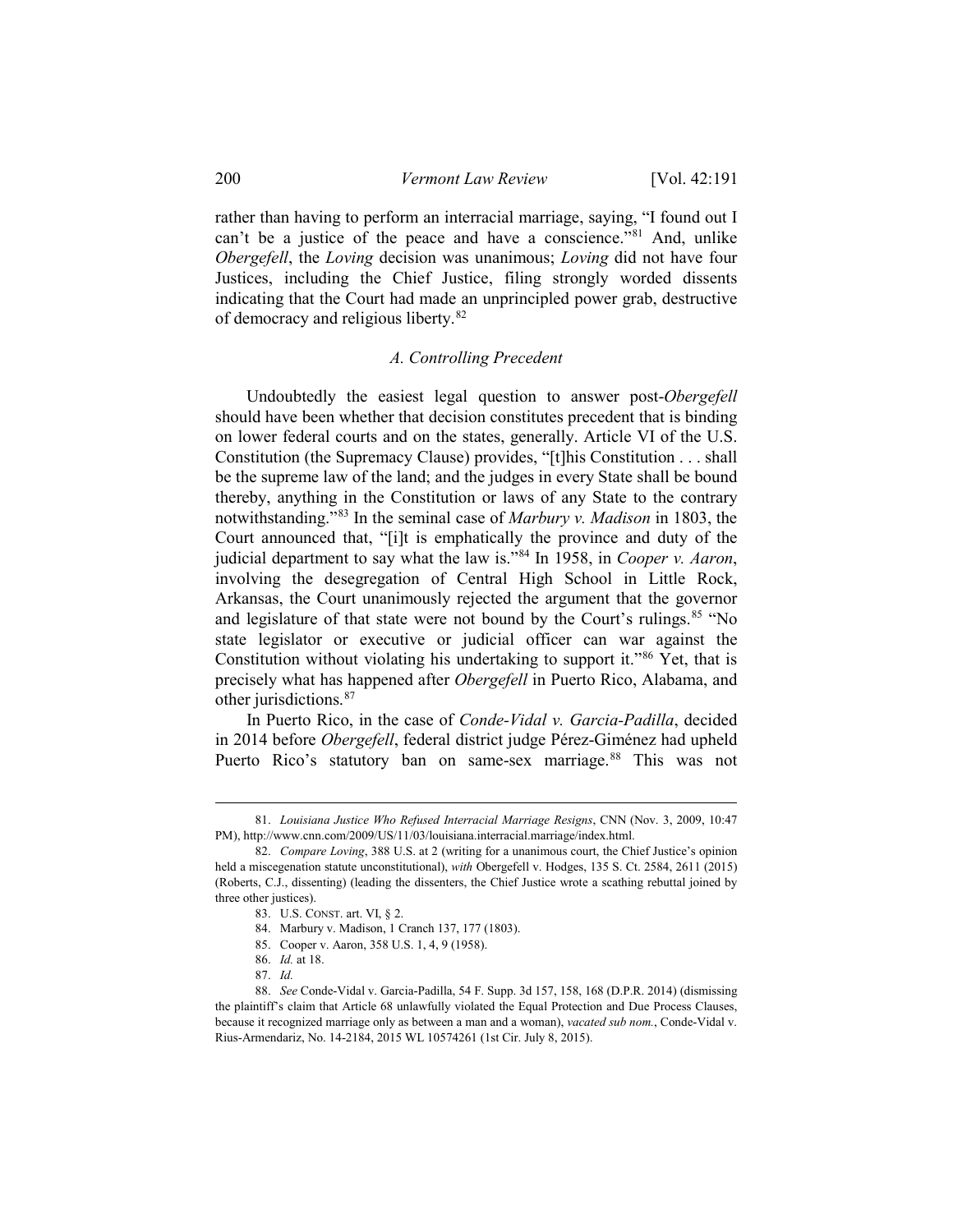rather than having to perform an interracial marriage, saying, "I found out I can't be a justice of the peace and have a conscience."[81] And, unlike *Obergefell*, the *Loving* decision was unanimous; *Loving* did not have four Justices, including the Chief Justice, filing strongly worded dissents indicating that the Court had made an unprincipled power grab, destructive of democracy and religious liberty.[82]

### *A. Controlling Precedent*

Undoubtedly the easiest legal question to answer post-*Obergefell* should have been whether that decision constitutes precedent that is binding on lower federal courts and on the states, generally. Article VI of the U.S. Constitution (the Supremacy Clause) provides, "[t]his Constitution . . . shall be the supreme law of the land; and the judges in every State shall be bound thereby, anything in the Constitution or laws of any State to the contrary notwithstanding."[83] In the seminal case of *Marbury v. Madison* in 1803, the Court announced that, "[i]t is emphatically the province and duty of the judicial department to say what the law is."[84] In 1958, in *Cooper v. Aaron*, involving the desegregation of Central High School in Little Rock, Arkansas, the Court unanimously rejected the argument that the governor and legislature of that state were not bound by the Court's rulings.[85] "No state legislator or executive or judicial officer can war against the Constitution without violating his undertaking to support it."[86] Yet, that is precisely what has happened after *Obergefell* in Puerto Rico, Alabama, and other jurisdictions.[87]

In Puerto Rico, in the case of *Conde-Vidal v. Garcia-Padilla*, decided in 2014 before *Obergefell*, federal district judge Pérez-Giménez had upheld Puerto Rico's statutory ban on same-sex marriage.[88] This was not

---

81. *Louisiana Justice Who Refused Interracial Marriage Resigns*, CNN (Nov. 3, 2009, 10:47 PM), http://www.cnn.com/2009/US/11/03/louisiana.interracial.marriage/index.html.

82. *Compare Loving*, 388 U.S. at 2 (writing for a unanimous court, the Chief Justice's opinion held a miscegenation statute unconstitutional), *with* Obergefell v. Hodges, 135 S. Ct. 2584, 2611 (2015) (Roberts, C.J., dissenting) (leading the dissenters, the Chief Justice wrote a scathing rebuttal joined by three other justices).

83. U.S. CONST. art. VI, § 2.

84. Marbury v. Madison, 1 Cranch 137, 177 (1803).

85. Cooper v. Aaron, 358 U.S. 1, 4, 9 (1958).

86. *Id.* at 18.

87. *Id.*

88. *See* Conde-Vidal v. Garcia-Padilla, 54 F. Supp. 3d 157, 158, 168 (D.P.R. 2014) (dismissing the plaintiff's claim that Article 68 unlawfully violated the Equal Protection and Due Process Clauses, because it recognized marriage only as between a man and a woman), *vacated sub nom.*, Conde-Vidal v. Rius-Armendariz, No. 14-2184, 2015 WL 10574261 (1st Cir. July 8, 2015).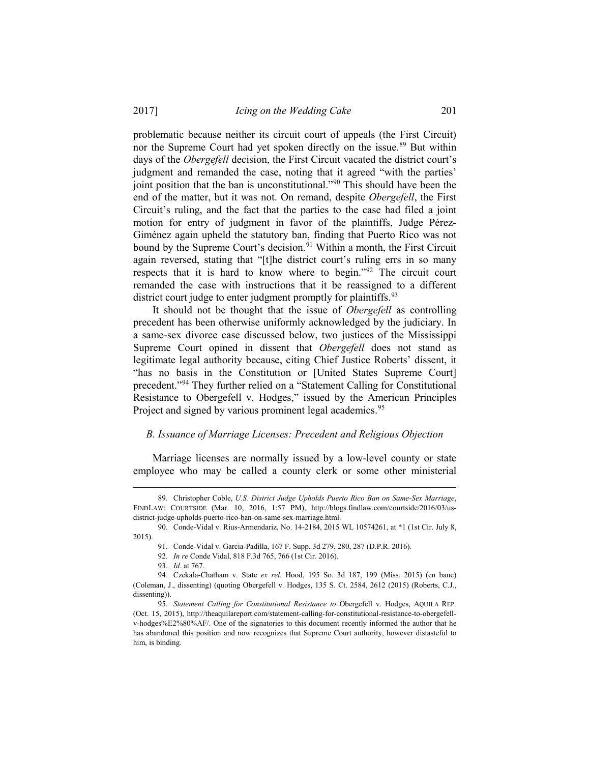problematic because neither its circuit court of appeals (the First Circuit) nor the Supreme Court had yet spoken directly on the issue.[89] But within days of the *Obergefell* decision, the First Circuit vacated the district court's judgment and remanded the case, noting that it agreed "with the parties' joint position that the ban is unconstitutional."[90] This should have been the end of the matter, but it was not. On remand, despite *Obergefell*, the First Circuit's ruling, and the fact that the parties to the case had filed a joint motion for entry of judgment in favor of the plaintiffs, Judge Pérez-Giménez again upheld the statutory ban, finding that Puerto Rico was not bound by the Supreme Court's decision.[91] Within a month, the First Circuit again reversed, stating that "[t]he district court's ruling errs in so many respects that it is hard to know where to begin."[92] The circuit court remanded the case with instructions that it be reassigned to a different district court judge to enter judgment promptly for plaintiffs.[93]

It should not be thought that the issue of *Obergefell* as controlling precedent has been otherwise uniformly acknowledged by the judiciary. In a same-sex divorce case discussed below, two justices of the Mississippi Supreme Court opined in dissent that *Obergefell* does not stand as legitimate legal authority because, citing Chief Justice Roberts' dissent, it "has no basis in the Constitution or [United States Supreme Court] precedent."[94] They further relied on a "Statement Calling for Constitutional Resistance to Obergefell v. Hodges," issued by the American Principles Project and signed by various prominent legal academics.[95]

### *B. Issuance of Marriage Licenses: Precedent and Religious Objection*

Marriage licenses are normally issued by a low-level county or state employee who may be called a county clerk or some other ministerial

---

89. Christopher Coble, *U.S. District Judge Upholds Puerto Rico Ban on Same-Sex Marriage*, FINDLAW: COURTSIDE (Mar. 10, 2016, 1:57 PM), http://blogs.findlaw.com/courtside/2016/03/us-district-judge-upholds-puerto-rico-ban-on-same-sex-marriage.html.

90. Conde-Vidal v. Rius-Armendariz, No. 14-2184, 2015 WL 10574261, at *1 (1st Cir. July 8, 2015).

91. Conde-Vidal v. Garcia-Padilla, 167 F. Supp. 3d 279, 280, 287 (D.P.R. 2016).

92. *In re* Conde Vidal, 818 F.3d 765, 766 (1st Cir. 2016).

93. *Id.* at 767.

94. Czekala-Chatham v. State *ex rel.* Hood, 195 So. 3d 187, 199 (Miss. 2015) (en banc) (Coleman, J., dissenting) (quoting Obergefell v. Hodges, 135 S. Ct. 2584, 2612 (2015) (Roberts, C.J., dissenting)).

95. *Statement Calling for Constitutional Resistance to* Obergefell v. Hodges, AQUILA REP. (Oct. 15, 2015), http://theaquilareport.com/statement-calling-for-constitutional-resistance-to-obergefell-v-hodges%E2%80%AF/. One of the signatories to this document recently informed the author that he has abandoned this position and now recognizes that Supreme Court authority, however distasteful to him, is binding.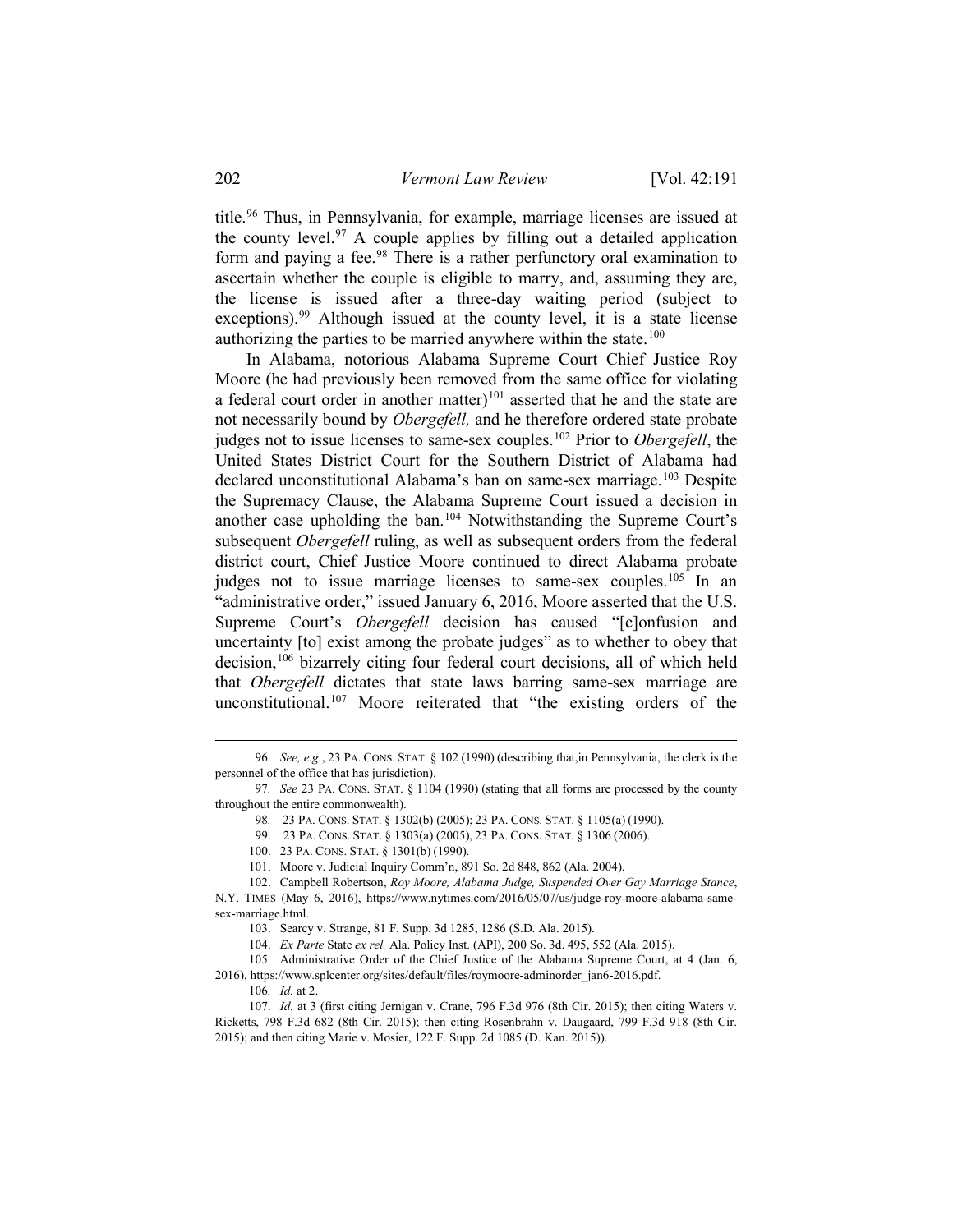title.[96] Thus, in Pennsylvania, for example, marriage licenses are issued at the county level.[97] A couple applies by filling out a detailed application form and paying a fee.[98] There is a rather perfunctory oral examination to ascertain whether the couple is eligible to marry, and, assuming they are, the license is issued after a three-day waiting period (subject to exceptions).[99] Although issued at the county level, it is a state license authorizing the parties to be married anywhere within the state.[100]

In Alabama, notorious Alabama Supreme Court Chief Justice Roy Moore (he had previously been removed from the same office for violating a federal court order in another matter)[101] asserted that he and the state are not necessarily bound by *Obergefell,* and he therefore ordered state probate judges not to issue licenses to same-sex couples.[102] Prior to *Obergefell*, the United States District Court for the Southern District of Alabama had declared unconstitutional Alabama's ban on same-sex marriage.[103] Despite the Supremacy Clause, the Alabama Supreme Court issued a decision in another case upholding the ban.[104] Notwithstanding the Supreme Court's subsequent *Obergefell* ruling, as well as subsequent orders from the federal district court, Chief Justice Moore continued to direct Alabama probate judges not to issue marriage licenses to same-sex couples.[105] In an "administrative order," issued January 6, 2016, Moore asserted that the U.S. Supreme Court's *Obergefell* decision has caused "[c]onfusion and uncertainty [to] exist among the probate judges" as to whether to obey that decision,[106] bizarrely citing four federal court decisions, all of which held that *Obergefell* dictates that state laws barring same-sex marriage are unconstitutional.[107] Moore reiterated that "the existing orders of the

---

96. *See, e.g.*, 23 PA. CONS. STAT. § 102 (1990) (describing that,in Pennsylvania, the clerk is the personnel of the office that has jurisdiction).

97. *See* 23 PA. CONS. STAT. § 1104 (1990) (stating that all forms are processed by the county throughout the entire commonwealth).

98. 23 PA. CONS. STAT. § 1302(b) (2005); 23 PA. CONS. STAT. § 1105(a) (1990).

99. 23 PA. CONS. STAT. § 1303(a) (2005), 23 PA. CONS. STAT. § 1306 (2006).

100. 23 PA. CONS. STAT. § 1301(b) (1990).

101. Moore v. Judicial Inquiry Comm'n, 891 So. 2d 848, 862 (Ala. 2004).

102. Campbell Robertson, *Roy Moore, Alabama Judge, Suspended Over Gay Marriage Stance*, N.Y. TIMES (May 6, 2016), https://www.nytimes.com/2016/05/07/us/judge-roy-moore-alabama-same-sex-marriage.html.

103. Searcy v. Strange, 81 F. Supp. 3d 1285, 1286 (S.D. Ala. 2015).

104. *Ex Parte* State *ex rel.* Ala. Policy Inst. (API), 200 So. 3d. 495, 552 (Ala. 2015).

105. Administrative Order of the Chief Justice of the Alabama Supreme Court, at 4 (Jan. 6, 2016), https://www.splcenter.org/sites/default/files/roymoore-adminorder_jan6-2016.pdf.

106. *Id.* at 2.

107. *Id.* at 3 (first citing Jernigan v. Crane, 796 F.3d 976 (8th Cir. 2015); then citing Waters v. Ricketts, 798 F.3d 682 (8th Cir. 2015); then citing Rosenbrahn v. Daugaard, 799 F.3d 918 (8th Cir. 2015); and then citing Marie v. Mosier, 122 F. Supp. 2d 1085 (D. Kan. 2015)).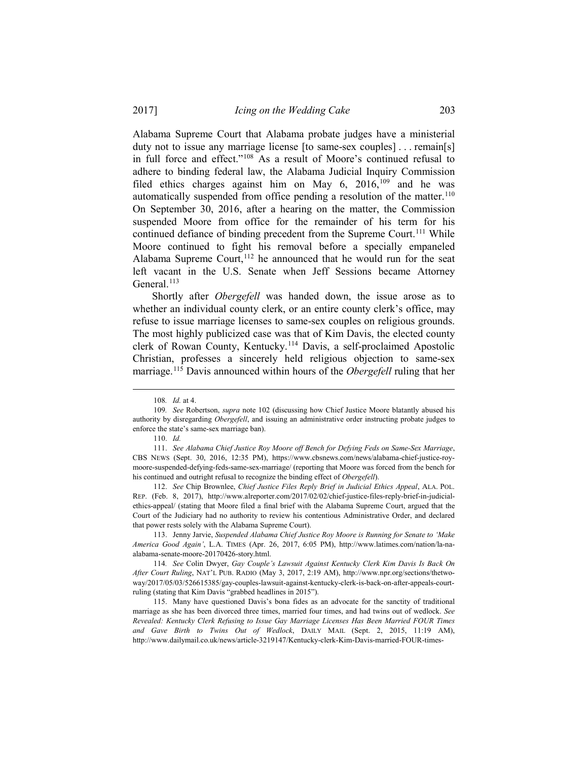Alabama Supreme Court that Alabama probate judges have a ministerial duty not to issue any marriage license [to same-sex couples] . . . remain[s] in full force and effect."[108] As a result of Moore's continued refusal to adhere to binding federal law, the Alabama Judicial Inquiry Commission filed ethics charges against him on May 6, 2016,[109] and he was automatically suspended from office pending a resolution of the matter.[110] On September 30, 2016, after a hearing on the matter, the Commission suspended Moore from office for the remainder of his term for his continued defiance of binding precedent from the Supreme Court.[111] While Moore continued to fight his removal before a specially empaneled Alabama Supreme Court,[112] he announced that he would run for the seat left vacant in the U.S. Senate when Jeff Sessions became Attorney General.[113]

Shortly after *Obergefell* was handed down, the issue arose as to whether an individual county clerk, or an entire county clerk's office, may refuse to issue marriage licenses to same-sex couples on religious grounds. The most highly publicized case was that of Kim Davis, the elected county clerk of Rowan County, Kentucky.[114] Davis, a self-proclaimed Apostolic Christian, professes a sincerely held religious objection to same-sex marriage.[115] Davis announced within hours of the *Obergefell* ruling that her

---

108. *Id.* at 4.

109. *See* Robertson, *supra* note 102 (discussing how Chief Justice Moore blatantly abused his authority by disregarding *Obergefell*, and issuing an administrative order instructing probate judges to enforce the state's same-sex marriage ban).

110. *Id.*

111. *See Alabama Chief Justice Roy Moore off Bench for Defying Feds on Same-Sex Marriage*, CBS NEWS (Sept. 30, 2016, 12:35 PM), https://www.cbsnews.com/news/alabama-chief-justice-roy-moore-suspended-defying-feds-same-sex-marriage/ (reporting that Moore was forced from the bench for his continued and outright refusal to recognize the binding effect of *Obergefell*).

112. *See* Chip Brownlee, *Chief Justice Files Reply Brief in Judicial Ethics Appeal*, ALA. POL. REP. (Feb. 8, 2017), http://www.alreporter.com/2017/02/02/chief-justice-files-reply-brief-in-judicial-ethics-appeal/ (stating that Moore filed a final brief with the Alabama Supreme Court, argued that the Court of the Judiciary had no authority to review his contentious Administrative Order, and declared that power rests solely with the Alabama Supreme Court).

113. Jenny Jarvie, *Suspended Alabama Chief Justice Roy Moore is Running for Senate to 'Make America Good Again'*, L.A. TIMES (Apr. 26, 2017, 6:05 PM), http://www.latimes.com/nation/la-na-alabama-senate-moore-20170426-story.html.

114. *See* Colin Dwyer, *Gay Couple's Lawsuit Against Kentucky Clerk Kim Davis Is Back On After Court Ruling*, NAT'L PUB. RADIO (May 3, 2017, 2:19 AM), http://www.npr.org/sections/thetwo-way/2017/05/03/526615385/gay-couples-lawsuit-against-kentucky-clerk-is-back-on-after-appeals-court-ruling (stating that Kim Davis "grabbed headlines in 2015").

115. Many have questioned Davis's bona fides as an advocate for the sanctity of traditional marriage as she has been divorced three times, married four times, and had twins out of wedlock. *See Revealed: Kentucky Clerk Refusing to Issue Gay Marriage Licenses Has Been Married FOUR Times and Gave Birth to Twins Out of Wedlock*, DAILY MAIL (Sept. 2, 2015, 11:19 AM), http://www.dailymail.co.uk/news/article-3219147/Kentucky-clerk-Kim-Davis-married-FOUR-times-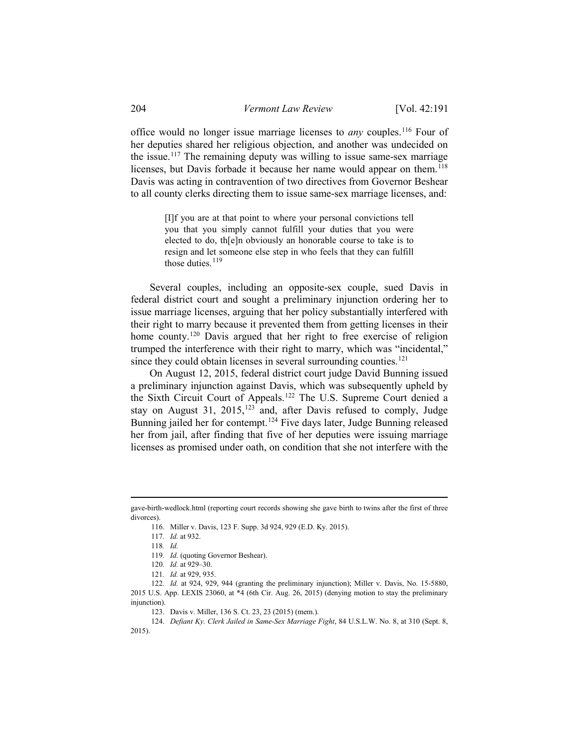office would no longer issue marriage licenses to *any* couples.[116] Four of her deputies shared her religious objection, and another was undecided on the issue.[117] The remaining deputy was willing to issue same-sex marriage licenses, but Davis forbade it because her name would appear on them.[118] Davis was acting in contravention of two directives from Governor Beshear to all county clerks directing them to issue same-sex marriage licenses, and:

> [I]f you are at that point to where your personal convictions tell you that you simply cannot fulfill your duties that you were elected to do, th[e]n obviously an honorable course to take is to resign and let someone else step in who feels that they can fulfill those duties.[119]

Several couples, including an opposite-sex couple, sued Davis in federal district court and sought a preliminary injunction ordering her to issue marriage licenses, arguing that her policy substantially interfered with their right to marry because it prevented them from getting licenses in their home county.[120] Davis argued that her right to free exercise of religion trumped the interference with their right to marry, which was "incidental," since they could obtain licenses in several surrounding counties.[121]

On August 12, 2015, federal district court judge David Bunning issued a preliminary injunction against Davis, which was subsequently upheld by the Sixth Circuit Court of Appeals.[122] The U.S. Supreme Court denied a stay on August 31, 2015,[123] and, after Davis refused to comply, Judge Bunning jailed her for contempt.[124] Five days later, Judge Bunning released her from jail, after finding that five of her deputies were issuing marriage licenses as promised under oath, on condition that she not interfere with the

---

gave-birth-wedlock.html (reporting court records showing she gave birth to twins after the first of three divorces).

116. Miller v. Davis, 123 F. Supp. 3d 924, 929 (E.D. Ky. 2015).

117. *Id.* at 932.

118. *Id.*

119. *Id.* (quoting Governor Beshear).

120. *Id.* at 929–30.

121. *Id.* at 929, 935.

122. *Id.* at 924, 929, 944 (granting the preliminary injunction); Miller v. Davis, No. 15-5880, 2015 U.S. App. LEXIS 23060, at *4 (6th Cir. Aug. 26, 2015) (denying motion to stay the preliminary injunction).

123. Davis v. Miller, 136 S. Ct. 23, 23 (2015) (mem.).

124. *Defiant Ky. Clerk Jailed in Same-Sex Marriage Fight*, 84 U.S.L.W. No. 8, at 310 (Sept. 8, 2015).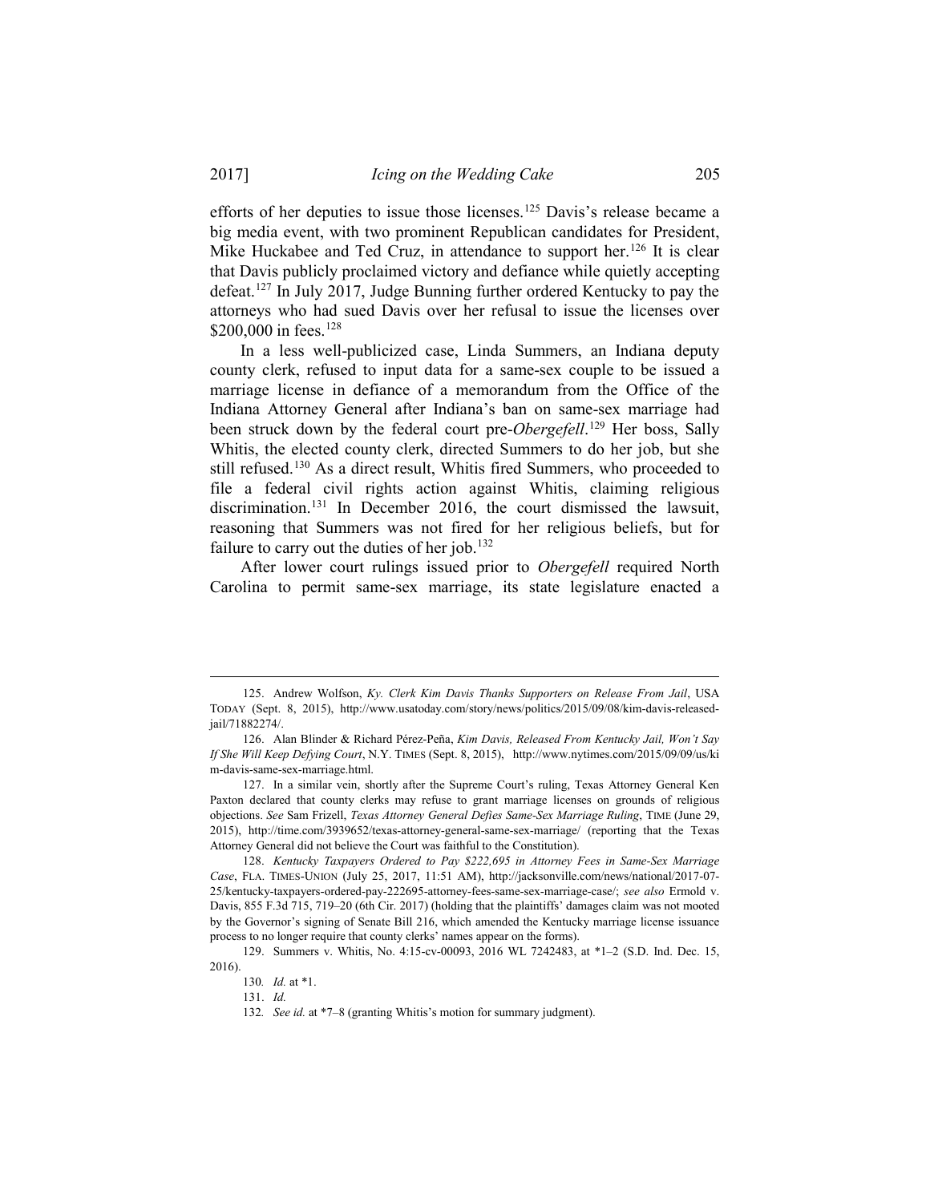efforts of her deputies to issue those licenses.[125] Davis's release became a big media event, with two prominent Republican candidates for President, Mike Huckabee and Ted Cruz, in attendance to support her.[126] It is clear that Davis publicly proclaimed victory and defiance while quietly accepting defeat.[127] In July 2017, Judge Bunning further ordered Kentucky to pay the attorneys who had sued Davis over her refusal to issue the licenses over $200,000 in fees.[128]

In a less well-publicized case, Linda Summers, an Indiana deputy county clerk, refused to input data for a same-sex couple to be issued a marriage license in defiance of a memorandum from the Office of the Indiana Attorney General after Indiana's ban on same-sex marriage had been struck down by the federal court pre-*Obergefell*.[129] Her boss, Sally Whitis, the elected county clerk, directed Summers to do her job, but she still refused.[130] As a direct result, Whitis fired Summers, who proceeded to file a federal civil rights action against Whitis, claiming religious discrimination.[131] In December 2016, the court dismissed the lawsuit, reasoning that Summers was not fired for her religious beliefs, but for failure to carry out the duties of her job.[132]

After lower court rulings issued prior to *Obergefell* required North Carolina to permit same-sex marriage, its state legislature enacted a

---

125. Andrew Wolfson, *Ky. Clerk Kim Davis Thanks Supporters on Release From Jail*, USA TODAY (Sept. 8, 2015), http://www.usatoday.com/story/news/politics/2015/09/08/kim-davis-released-jail/71882274/.

126. Alan Blinder & Richard Pérez-Peña, *Kim Davis, Released From Kentucky Jail, Won't Say If She Will Keep Defying Court*, N.Y. TIMES (Sept. 8, 2015), http://www.nytimes.com/2015/09/09/us/kim-davis-same-sex-marriage.html.

127. In a similar vein, shortly after the Supreme Court's ruling, Texas Attorney General Ken Paxton declared that county clerks may refuse to grant marriage licenses on grounds of religious objections. *See* Sam Frizell, *Texas Attorney General Defies Same-Sex Marriage Ruling*, TIME (June 29, 2015), http://time.com/3939652/texas-attorney-general-same-sex-marriage/ (reporting that the Texas Attorney General did not believe the Court was faithful to the Constitution).

128. *Kentucky Taxpayers Ordered to Pay $222,695 in Attorney Fees in Same-Sex Marriage Case*, FLA. TIMES-UNION (July 25, 2017, 11:51 AM), http://jacksonville.com/news/national/2017-07-25/kentucky-taxpayers-ordered-pay-222695-attorney-fees-same-sex-marriage-case/; *see also* Ermold v. Davis, 855 F.3d 715, 719–20 (6th Cir. 2017) (holding that the plaintiffs' damages claim was not mooted by the Governor's signing of Senate Bill 216, which amended the Kentucky marriage license issuance process to no longer require that county clerks' names appear on the forms).

129. Summers v. Whitis, No. 4:15-cv-00093, 2016 WL 7242483, at *1–2 (S.D. Ind. Dec. 15, 2016).

130. *Id.* at *1.

131. *Id.*

132. *See id.* at *7–8 (granting Whitis's motion for summary judgment).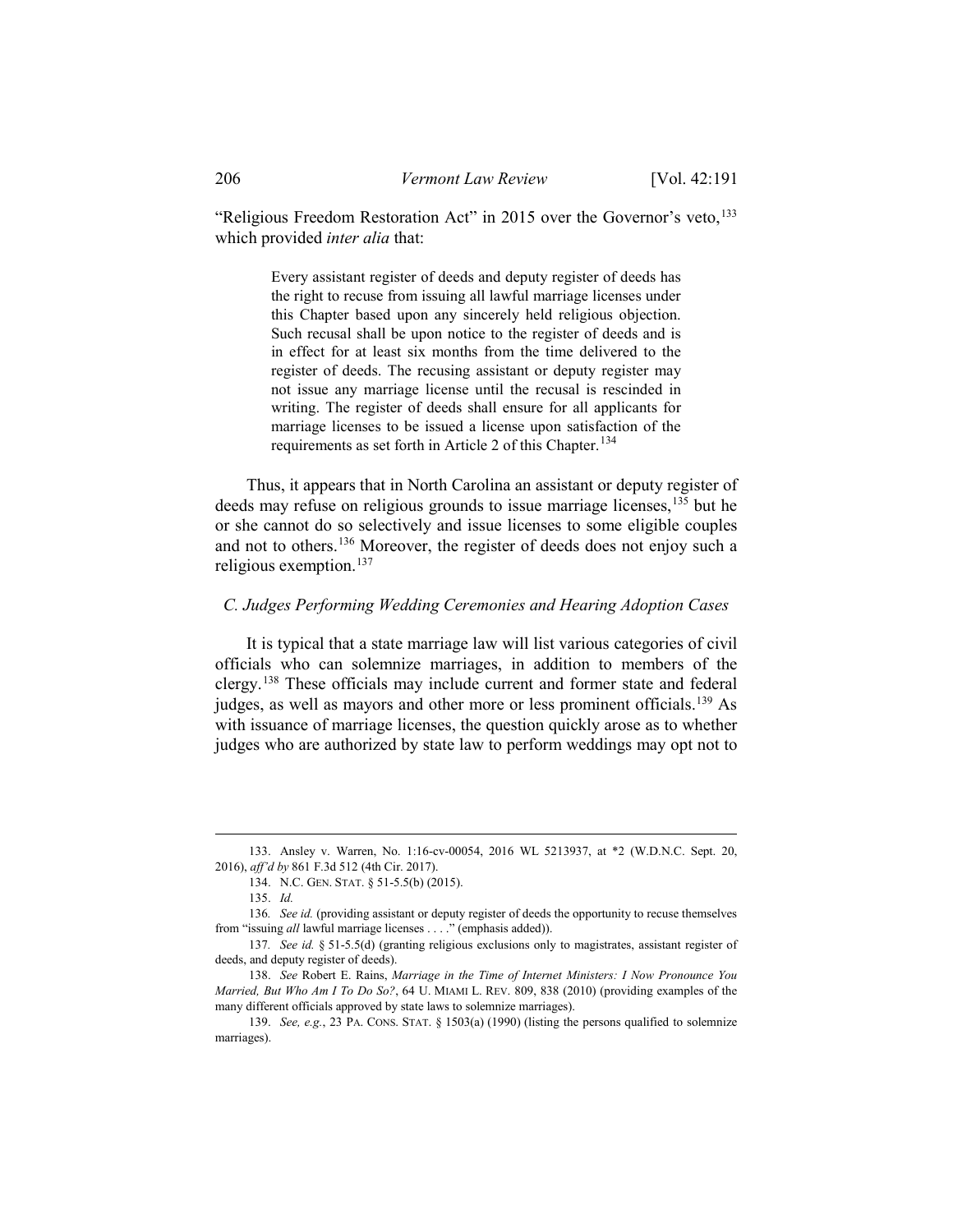"Religious Freedom Restoration Act" in 2015 over the Governor's veto,[133] which provided *inter alia* that:

> Every assistant register of deeds and deputy register of deeds has the right to recuse from issuing all lawful marriage licenses under this Chapter based upon any sincerely held religious objection. Such recusal shall be upon notice to the register of deeds and is in effect for at least six months from the time delivered to the register of deeds. The recusing assistant or deputy register may not issue any marriage license until the recusal is rescinded in writing. The register of deeds shall ensure for all applicants for marriage licenses to be issued a license upon satisfaction of the requirements as set forth in Article 2 of this Chapter.[134]

Thus, it appears that in North Carolina an assistant or deputy register of deeds may refuse on religious grounds to issue marriage licenses,[135] but he or she cannot do so selectively and issue licenses to some eligible couples and not to others.[136] Moreover, the register of deeds does not enjoy such a religious exemption.[137]

### *C. Judges Performing Wedding Ceremonies and Hearing Adoption Cases*

It is typical that a state marriage law will list various categories of civil officials who can solemnize marriages, in addition to members of the clergy.[138] These officials may include current and former state and federal judges, as well as mayors and other more or less prominent officials.[139] As with issuance of marriage licenses, the question quickly arose as to whether judges who are authorized by state law to perform weddings may opt not to

---

133. Ansley v. Warren, No. 1:16-cv-00054, 2016 WL 5213937, at *2 (W.D.N.C. Sept. 20, 2016), *aff'd by* 861 F.3d 512 (4th Cir. 2017).

134. N.C. GEN. STAT. § 51-5.5(b) (2015).

135. *Id.*

136. *See id.* (providing assistant or deputy register of deeds the opportunity to recuse themselves from "issuing *all* lawful marriage licenses . . . ." (emphasis added)).

137. *See id.* § 51-5.5(d) (granting religious exclusions only to magistrates, assistant register of deeds, and deputy register of deeds).

138. *See* Robert E. Rains, *Marriage in the Time of Internet Ministers: I Now Pronounce You Married, But Who Am I To Do So?*, 64 U. MIAMI L. REV. 809, 838 (2010) (providing examples of the many different officials approved by state laws to solemnize marriages).

139. *See, e.g.*, 23 PA. CONS. STAT. § 1503(a) (1990) (listing the persons qualified to solemnize marriages).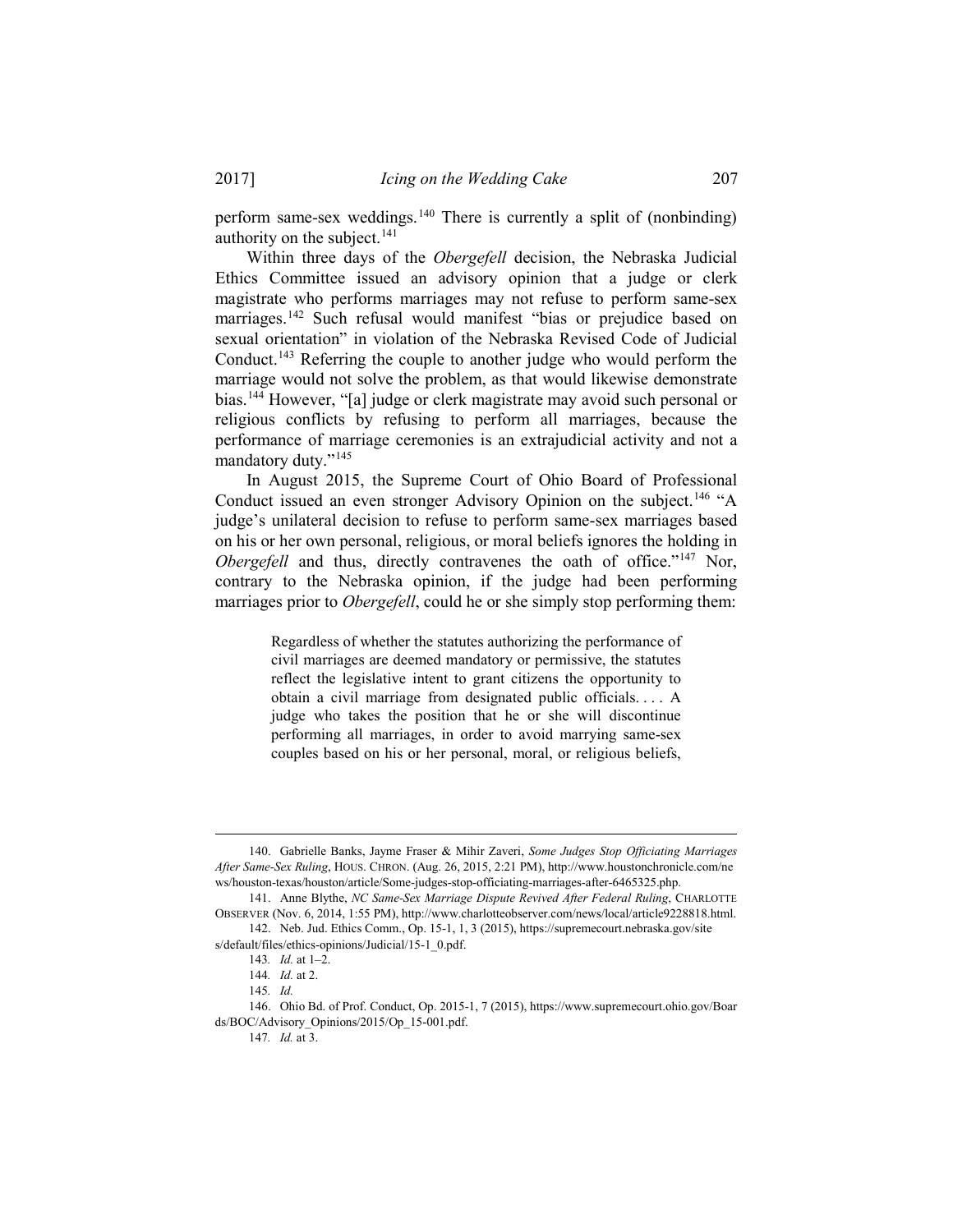perform same-sex weddings.[140] There is currently a split of (nonbinding) authority on the subject.[141]

Within three days of the *Obergefell* decision, the Nebraska Judicial Ethics Committee issued an advisory opinion that a judge or clerk magistrate who performs marriages may not refuse to perform same-sex marriages.[142] Such refusal would manifest "bias or prejudice based on sexual orientation" in violation of the Nebraska Revised Code of Judicial Conduct.[143] Referring the couple to another judge who would perform the marriage would not solve the problem, as that would likewise demonstrate bias.[144] However, "[a] judge or clerk magistrate may avoid such personal or religious conflicts by refusing to perform all marriages, because the performance of marriage ceremonies is an extrajudicial activity and not a mandatory duty."[145]

In August 2015, the Supreme Court of Ohio Board of Professional Conduct issued an even stronger Advisory Opinion on the subject.[146] "A judge's unilateral decision to refuse to perform same-sex marriages based on his or her own personal, religious, or moral beliefs ignores the holding in *Obergefell* and thus, directly contravenes the oath of office."[147] Nor, contrary to the Nebraska opinion, if the judge had been performing marriages prior to *Obergefell*, could he or she simply stop performing them:

> Regardless of whether the statutes authorizing the performance of civil marriages are deemed mandatory or permissive, the statutes reflect the legislative intent to grant citizens the opportunity to obtain a civil marriage from designated public officials. . . . A judge who takes the position that he or she will discontinue performing all marriages, in order to avoid marrying same-sex couples based on his or her personal, moral, or religious beliefs,

---

140. Gabrielle Banks, Jayme Fraser & Mihir Zaveri, *Some Judges Stop Officiating Marriages After Same-Sex Ruling*, HOUS. CHRON. (Aug. 26, 2015, 2:21 PM), http://www.houstonchronicle.com/news/houston-texas/houston/article/Some-judges-stop-officiating-marriages-after-6465325.php.

141. Anne Blythe, *NC Same-Sex Marriage Dispute Revived After Federal Ruling*, CHARLOTTE OBSERVER (Nov. 6, 2014, 1:55 PM), http://www.charlotteobserver.com/news/local/article9228818.html.

142. Neb. Jud. Ethics Comm., Op. 15-1, 1, 3 (2015), https://supremecourt.nebraska.gov/sites/default/files/ethics-opinions/Judicial/15-1_0.pdf.

143. *Id.* at 1–2.

144. *Id.* at 2.

145. *Id.*

146. Ohio Bd. of Prof. Conduct, Op. 2015-1, 7 (2015), https://www.supremecourt.ohio.gov/Boards/BOC/Advisory_Opinions/2015/Op_15-001.pdf.

147. *Id.* at 3.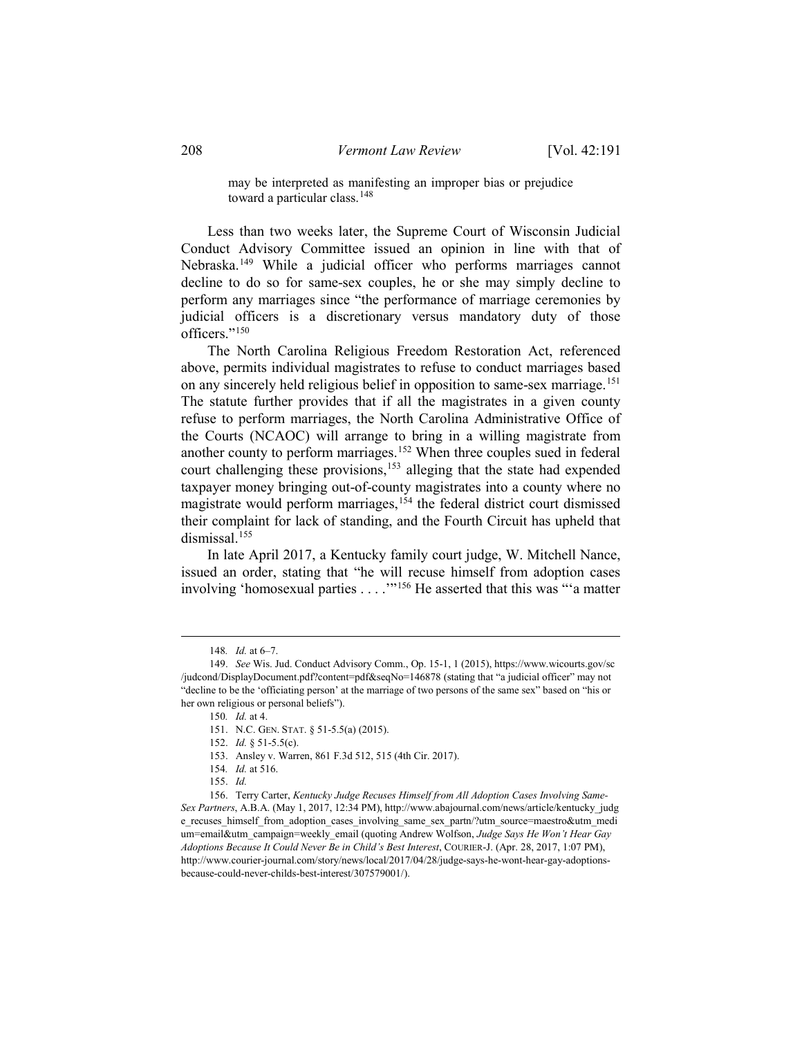> may be interpreted as manifesting an improper bias or prejudice toward a particular class.[148]

Less than two weeks later, the Supreme Court of Wisconsin Judicial Conduct Advisory Committee issued an opinion in line with that of Nebraska.[149] While a judicial officer who performs marriages cannot decline to do so for same-sex couples, he or she may simply decline to perform any marriages since "the performance of marriage ceremonies by judicial officers is a discretionary versus mandatory duty of those officers."[150]

The North Carolina Religious Freedom Restoration Act, referenced above, permits individual magistrates to refuse to conduct marriages based on any sincerely held religious belief in opposition to same-sex marriage.[151] The statute further provides that if all the magistrates in a given county refuse to perform marriages, the North Carolina Administrative Office of the Courts (NCAOC) will arrange to bring in a willing magistrate from another county to perform marriages.[152] When three couples sued in federal court challenging these provisions,[153] alleging that the state had expended taxpayer money bringing out-of-county magistrates into a county where no magistrate would perform marriages,[154] the federal district court dismissed their complaint for lack of standing, and the Fourth Circuit has upheld that dismissal.[155]

In late April 2017, a Kentucky family court judge, W. Mitchell Nance, issued an order, stating that "he will recuse himself from adoption cases involving 'homosexual parties . . . .'"[156] He asserted that this was "'a matter

---

148. *Id.* at 6–7.

149. *See* Wis. Jud. Conduct Advisory Comm., Op. 15-1, 1 (2015), https://www.wicourts.gov/sc/judcond/DisplayDocument.pdf?content=pdf&seqNo=146878 (stating that "a judicial officer" may not "decline to be the 'officiating person' at the marriage of two persons of the same sex" based on "his or her own religious or personal beliefs").

150. *Id.* at 4.

151. N.C. GEN. STAT. § 51-5.5(a) (2015).

152. *Id.* § 51-5.5(c).

153. Ansley v. Warren, 861 F.3d 512, 515 (4th Cir. 2017).

154. *Id.* at 516.

155. *Id.*

156. Terry Carter, *Kentucky Judge Recuses Himself from All Adoption Cases Involving Same-Sex Partners*, A.B.A. (May 1, 2017, 12:34 PM), http://www.abajournal.com/news/article/kentucky_judge_recuses_himself_from_adoption_cases_involving_same_sex_partn/?utm_source=maestro&utm_medium=email&utm_campaign=weekly_email (quoting Andrew Wolfson, *Judge Says He Won't Hear Gay Adoptions Because It Could Never Be in Child's Best Interest*, COURIER-J. (Apr. 28, 2017, 1:07 PM), http://www.courier-journal.com/story/news/local/2017/04/28/judge-says-he-wont-hear-gay-adoptions-because-could-never-childs-best-interest/307579001/).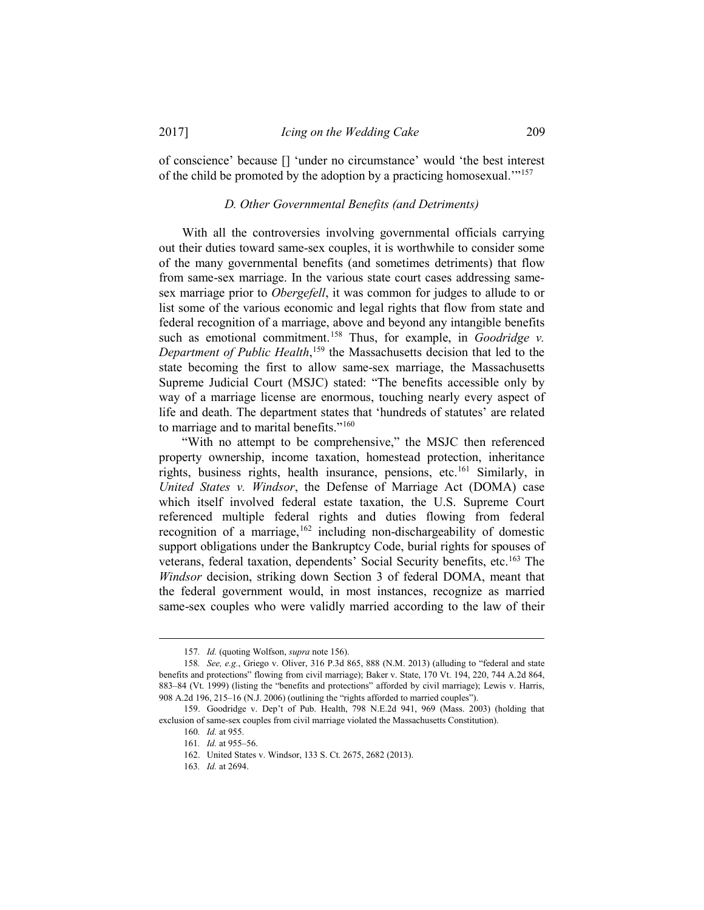of conscience' because [] 'under no circumstance' would 'the best interest of the child be promoted by the adoption by a practicing homosexual.'"[157]

### *D. Other Governmental Benefits (and Detriments)*

With all the controversies involving governmental officials carrying out their duties toward same-sex couples, it is worthwhile to consider some of the many governmental benefits (and sometimes detriments) that flow from same-sex marriage. In the various state court cases addressing same-sex marriage prior to *Obergefell*, it was common for judges to allude to or list some of the various economic and legal rights that flow from state and federal recognition of a marriage, above and beyond any intangible benefits such as emotional commitment.[158] Thus, for example, in *Goodridge v. Department of Public Health*,[159] the Massachusetts decision that led to the state becoming the first to allow same-sex marriage, the Massachusetts Supreme Judicial Court (MSJC) stated: "The benefits accessible only by way of a marriage license are enormous, touching nearly every aspect of life and death. The department states that 'hundreds of statutes' are related to marriage and to marital benefits."[160]

"With no attempt to be comprehensive," the MSJC then referenced property ownership, income taxation, homestead protection, inheritance rights, business rights, health insurance, pensions, etc.[161] Similarly, in *United States v. Windsor*, the Defense of Marriage Act (DOMA) case which itself involved federal estate taxation, the U.S. Supreme Court referenced multiple federal rights and duties flowing from federal recognition of a marriage,[162] including non-dischargeability of domestic support obligations under the Bankruptcy Code, burial rights for spouses of veterans, federal taxation, dependents' Social Security benefits, etc.[163] The *Windsor* decision, striking down Section 3 of federal DOMA, meant that the federal government would, in most instances, recognize as married same-sex couples who were validly married according to the law of their

---

157. *Id.* (quoting Wolfson, *supra* note 156).

158. *See, e.g.*, Griego v. Oliver, 316 P.3d 865, 888 (N.M. 2013) (alluding to "federal and state benefits and protections" flowing from civil marriage); Baker v. State, 170 Vt. 194, 220, 744 A.2d 864, 883–84 (Vt. 1999) (listing the "benefits and protections" afforded by civil marriage); Lewis v. Harris, 908 A.2d 196, 215–16 (N.J. 2006) (outlining the "rights afforded to married couples").

159. Goodridge v. Dep't of Pub. Health, 798 N.E.2d 941, 969 (Mass. 2003) (holding that exclusion of same-sex couples from civil marriage violated the Massachusetts Constitution).

160. *Id.* at 955.

161. *Id.* at 955–56.

162. United States v. Windsor, 133 S. Ct. 2675, 2682 (2013).

163. *Id.* at 2694.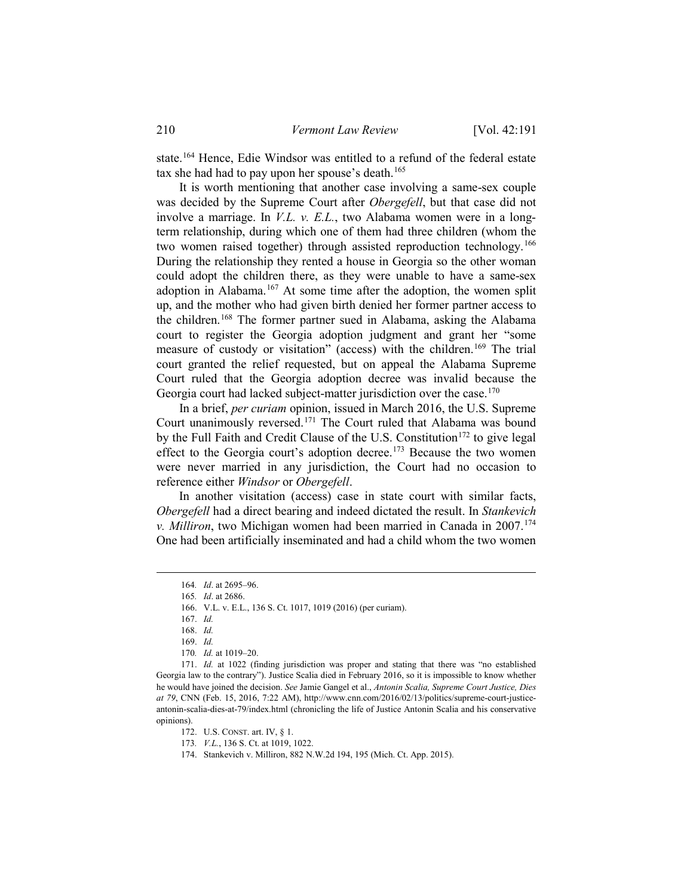state.[164] Hence, Edie Windsor was entitled to a refund of the federal estate tax she had had to pay upon her spouse's death.[165]

It is worth mentioning that another case involving a same-sex couple was decided by the Supreme Court after *Obergefell*, but that case did not involve a marriage. In *V.L. v. E.L.*, two Alabama women were in a long-term relationship, during which one of them had three children (whom the two women raised together) through assisted reproduction technology.[166] During the relationship they rented a house in Georgia so the other woman could adopt the children there, as they were unable to have a same-sex adoption in Alabama.[167] At some time after the adoption, the women split up, and the mother who had given birth denied her former partner access to the children.[168] The former partner sued in Alabama, asking the Alabama court to register the Georgia adoption judgment and grant her "some measure of custody or visitation" (access) with the children.[169] The trial court granted the relief requested, but on appeal the Alabama Supreme Court ruled that the Georgia adoption decree was invalid because the Georgia court had lacked subject-matter jurisdiction over the case.[170]

In a brief, *per curiam* opinion, issued in March 2016, the U.S. Supreme Court unanimously reversed.[171] The Court ruled that Alabama was bound by the Full Faith and Credit Clause of the U.S. Constitution[172] to give legal effect to the Georgia court's adoption decree.[173] Because the two women were never married in any jurisdiction, the Court had no occasion to reference either *Windsor* or *Obergefell*.

In another visitation (access) case in state court with similar facts, *Obergefell* had a direct bearing and indeed dictated the result. In *Stankevich v. Milliron*, two Michigan women had been married in Canada in 2007.[174] One had been artificially inseminated and had a child whom the two women

---

164. *Id*. at 2695–96.

165. *Id*. at 2686.

166. V.L. v. E.L., 136 S. Ct. 1017, 1019 (2016) (per curiam).

167. *Id.*

168. *Id.*

169. *Id.*

170. *Id.* at 1019–20.

171. *Id.* at 1022 (finding jurisdiction was proper and stating that there was "no established Georgia law to the contrary"). Justice Scalia died in February 2016, so it is impossible to know whether he would have joined the decision. *See* Jamie Gangel et al., *Antonin Scalia, Supreme Court Justice, Dies at 79*, CNN (Feb. 15, 2016, 7:22 AM), http://www.cnn.com/2016/02/13/politics/supreme-court-justice-antonin-scalia-dies-at-79/index.html (chronicling the life of Justice Antonin Scalia and his conservative opinions).

172. U.S. CONST. art. IV, § 1.

173. *V.L.*, 136 S. Ct. at 1019, 1022.

174. Stankevich v. Milliron, 882 N.W.2d 194, 195 (Mich. Ct. App. 2015).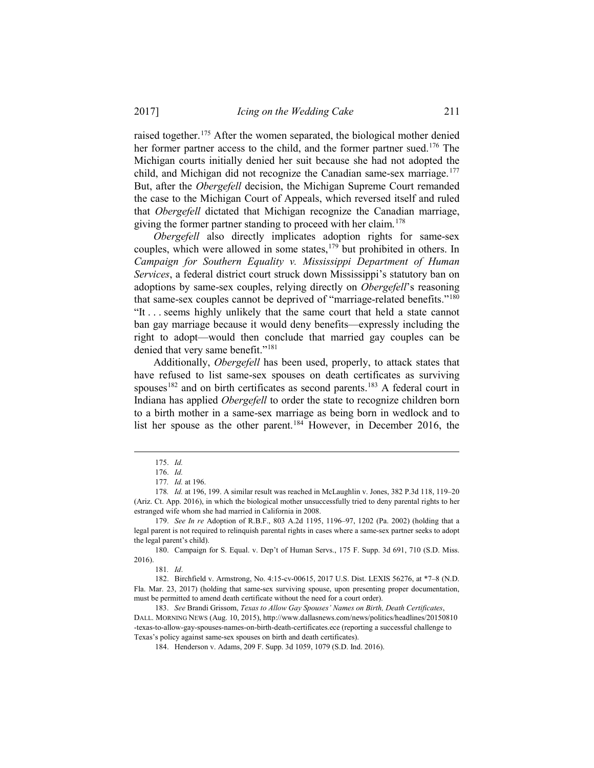raised together.[175] After the women separated, the biological mother denied her former partner access to the child, and the former partner sued.[176] The Michigan courts initially denied her suit because she had not adopted the child, and Michigan did not recognize the Canadian same-sex marriage.[177] But, after the *Obergefell* decision, the Michigan Supreme Court remanded the case to the Michigan Court of Appeals, which reversed itself and ruled that *Obergefell* dictated that Michigan recognize the Canadian marriage, giving the former partner standing to proceed with her claim.[178]

*Obergefell* also directly implicates adoption rights for same-sex couples, which were allowed in some states,[179] but prohibited in others. In *Campaign for Southern Equality v. Mississippi Department of Human Services*, a federal district court struck down Mississippi's statutory ban on adoptions by same-sex couples, relying directly on *Obergefell*'s reasoning that same-sex couples cannot be deprived of "marriage-related benefits."[180] "It . . . seems highly unlikely that the same court that held a state cannot ban gay marriage because it would deny benefits—expressly including the right to adopt—would then conclude that married gay couples can be denied that very same benefit."[181]

Additionally, *Obergefell* has been used, properly, to attack states that have refused to list same-sex spouses on death certificates as surviving spouses[182] and on birth certificates as second parents.[183] A federal court in Indiana has applied *Obergefell* to order the state to recognize children born to a birth mother in a same-sex marriage as being born in wedlock and to list her spouse as the other parent.[184] However, in December 2016, the

---

175. *Id.*

176. *Id.*

177. *Id.* at 196.

178. *Id.* at 196, 199. A similar result was reached in McLaughlin v. Jones, 382 P.3d 118, 119–20 (Ariz. Ct. App. 2016), in which the biological mother unsuccessfully tried to deny parental rights to her estranged wife whom she had married in California in 2008.

179. *See In re* Adoption of R.B.F., 803 A.2d 1195, 1196–97, 1202 (Pa. 2002) (holding that a legal parent is not required to relinquish parental rights in cases where a same-sex partner seeks to adopt the legal parent's child).

180. Campaign for S. Equal. v. Dep't of Human Servs., 175 F. Supp. 3d 691, 710 (S.D. Miss. 2016).

181. *Id*.

182. Birchfield v. Armstrong, No. 4:15-cv-00615, 2017 U.S. Dist. LEXIS 56276, at *7–8 (N.D. Fla. Mar. 23, 2017) (holding that same-sex surviving spouse, upon presenting proper documentation, must be permitted to amend death certificate without the need for a court order).

183. *See* Brandi Grissom, *Texas to Allow Gay Spouses' Names on Birth, Death Certificates*, DALL. MORNING NEWS (Aug. 10, 2015), http://www.dallasnews.com/news/politics/headlines/20150810-texas-to-allow-gay-spouses-names-on-birth-death-certificates.ece (reporting a successful challenge to Texas's policy against same-sex spouses on birth and death certificates).

184. Henderson v. Adams, 209 F. Supp. 3d 1059, 1079 (S.D. Ind. 2016).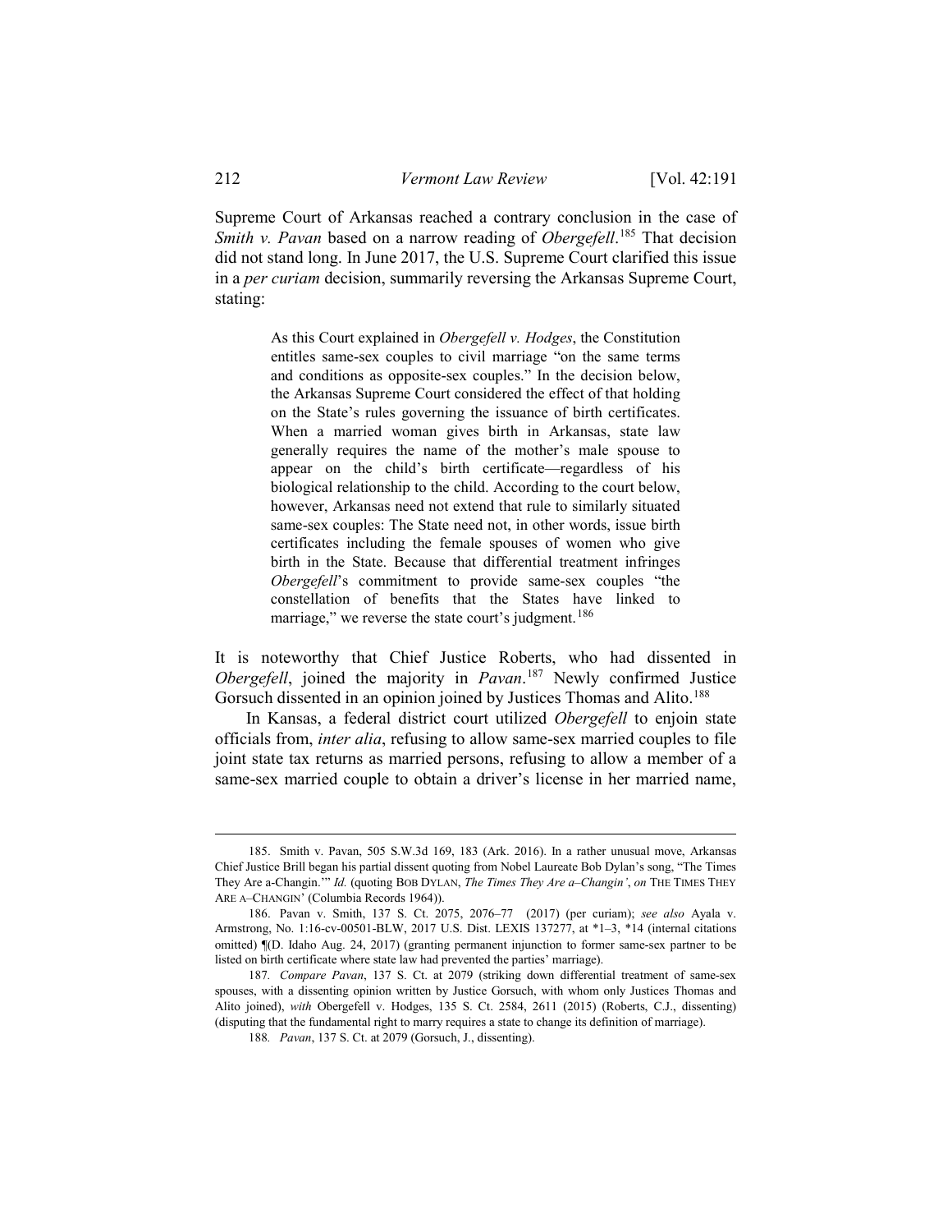Supreme Court of Arkansas reached a contrary conclusion in the case of *Smith v. Pavan* based on a narrow reading of *Obergefell*.[185] That decision did not stand long. In June 2017, the U.S. Supreme Court clarified this issue in a *per curiam* decision, summarily reversing the Arkansas Supreme Court, stating:

> As this Court explained in *Obergefell v. Hodges*, the Constitution entitles same-sex couples to civil marriage "on the same terms and conditions as opposite-sex couples." In the decision below, the Arkansas Supreme Court considered the effect of that holding on the State's rules governing the issuance of birth certificates. When a married woman gives birth in Arkansas, state law generally requires the name of the mother's male spouse to appear on the child's birth certificate—regardless of his biological relationship to the child. According to the court below, however, Arkansas need not extend that rule to similarly situated same-sex couples: The State need not, in other words, issue birth certificates including the female spouses of women who give birth in the State. Because that differential treatment infringes *Obergefell*'s commitment to provide same-sex couples "the constellation of benefits that the States have linked to marriage," we reverse the state court's judgment.[186]

It is noteworthy that Chief Justice Roberts, who had dissented in *Obergefell*, joined the majority in *Pavan*.[187] Newly confirmed Justice Gorsuch dissented in an opinion joined by Justices Thomas and Alito.[188]

In Kansas, a federal district court utilized *Obergefell* to enjoin state officials from, *inter alia*, refusing to allow same-sex married couples to file joint state tax returns as married persons, refusing to allow a member of a same-sex married couple to obtain a driver's license in her married name,

---

185. Smith v. Pavan, 505 S.W.3d 169, 183 (Ark. 2016). In a rather unusual move, Arkansas Chief Justice Brill began his partial dissent quoting from Nobel Laureate Bob Dylan's song, "The Times They Are a-Changin.'" *Id.* (quoting BOB DYLAN, *The Times They Are a–Changin'*, *on* THE TIMES THEY ARE A–CHANGIN' (Columbia Records 1964)).

186. Pavan v. Smith, 137 S. Ct. 2075, 2076–77 (2017) (per curiam); *see also* Ayala v. Armstrong, No. 1:16-cv-00501-BLW, 2017 U.S. Dist. LEXIS 137277, at *1–3, *14 (internal citations omitted) ¶(D. Idaho Aug. 24, 2017) (granting permanent injunction to former same-sex partner to be listed on birth certificate where state law had prevented the parties' marriage).

187. *Compare Pavan*, 137 S. Ct. at 2079 (striking down differential treatment of same-sex spouses, with a dissenting opinion written by Justice Gorsuch, with whom only Justices Thomas and Alito joined), *with* Obergefell v. Hodges, 135 S. Ct. 2584, 2611 (2015) (Roberts, C.J., dissenting) (disputing that the fundamental right to marry requires a state to change its definition of marriage).

188. *Pavan*, 137 S. Ct. at 2079 (Gorsuch, J., dissenting).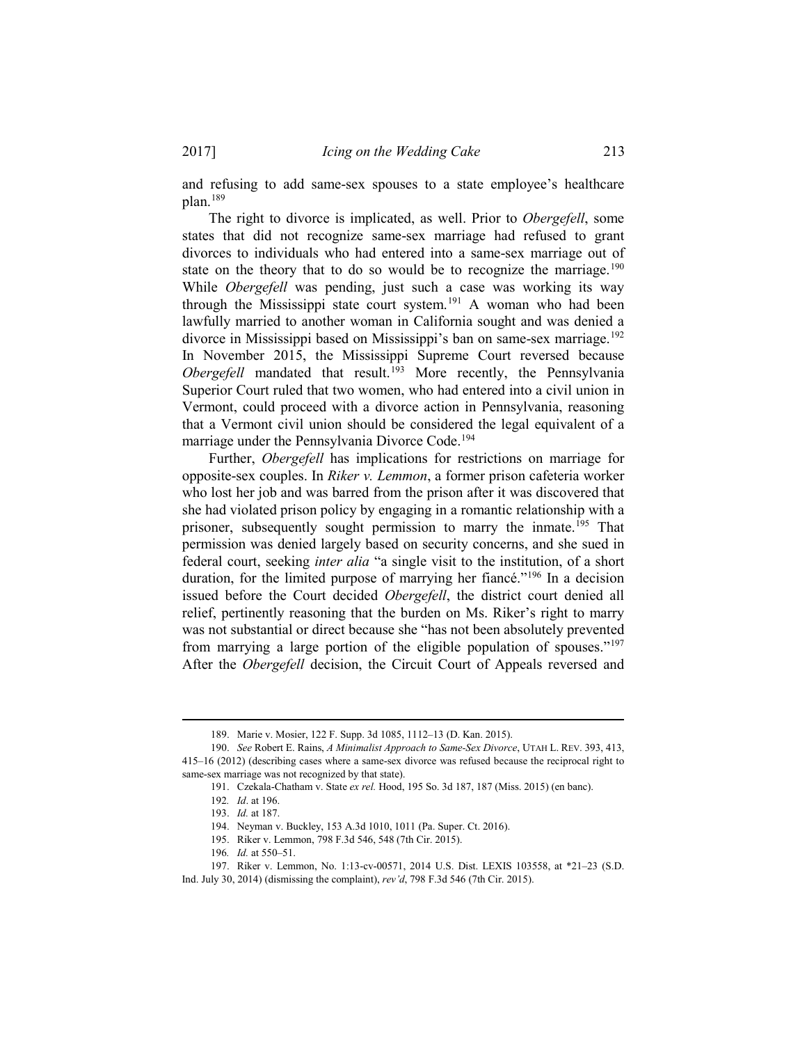and refusing to add same-sex spouses to a state employee's healthcare plan.[189]

The right to divorce is implicated, as well. Prior to *Obergefell*, some states that did not recognize same-sex marriage had refused to grant divorces to individuals who had entered into a same-sex marriage out of state on the theory that to do so would be to recognize the marriage.[190] While *Obergefell* was pending, just such a case was working its way through the Mississippi state court system.[191] A woman who had been lawfully married to another woman in California sought and was denied a divorce in Mississippi based on Mississippi's ban on same-sex marriage.[192] In November 2015, the Mississippi Supreme Court reversed because *Obergefell* mandated that result.[193] More recently, the Pennsylvania Superior Court ruled that two women, who had entered into a civil union in Vermont, could proceed with a divorce action in Pennsylvania, reasoning that a Vermont civil union should be considered the legal equivalent of a marriage under the Pennsylvania Divorce Code.[194]

Further, *Obergefell* has implications for restrictions on marriage for opposite-sex couples. In *Riker v. Lemmon*, a former prison cafeteria worker who lost her job and was barred from the prison after it was discovered that she had violated prison policy by engaging in a romantic relationship with a prisoner, subsequently sought permission to marry the inmate.[195] That permission was denied largely based on security concerns, and she sued in federal court, seeking *inter alia* "a single visit to the institution, of a short duration, for the limited purpose of marrying her fiancé."[196] In a decision issued before the Court decided *Obergefell*, the district court denied all relief, pertinently reasoning that the burden on Ms. Riker's right to marry was not substantial or direct because she "has not been absolutely prevented from marrying a large portion of the eligible population of spouses."[197] After the *Obergefell* decision, the Circuit Court of Appeals reversed and

---

189. Marie v. Mosier, 122 F. Supp. 3d 1085, 1112–13 (D. Kan. 2015).

190. *See* Robert E. Rains, *A Minimalist Approach to Same-Sex Divorce*, UTAH L. REV. 393, 413, 415–16 (2012) (describing cases where a same-sex divorce was refused because the reciprocal right to same-sex marriage was not recognized by that state).

191. Czekala-Chatham v. State *ex rel.* Hood, 195 So. 3d 187, 187 (Miss. 2015) (en banc).

192. *Id*. at 196.

193. *Id.* at 187.

194. Neyman v. Buckley, 153 A.3d 1010, 1011 (Pa. Super. Ct. 2016).

195. Riker v. Lemmon, 798 F.3d 546, 548 (7th Cir. 2015).

196. *Id.* at 550–51.

197. Riker v. Lemmon, No. 1:13-cv-00571, 2014 U.S. Dist. LEXIS 103558, at *21–23 (S.D. Ind. July 30, 2014) (dismissing the complaint), *rev'd*, 798 F.3d 546 (7th Cir. 2015).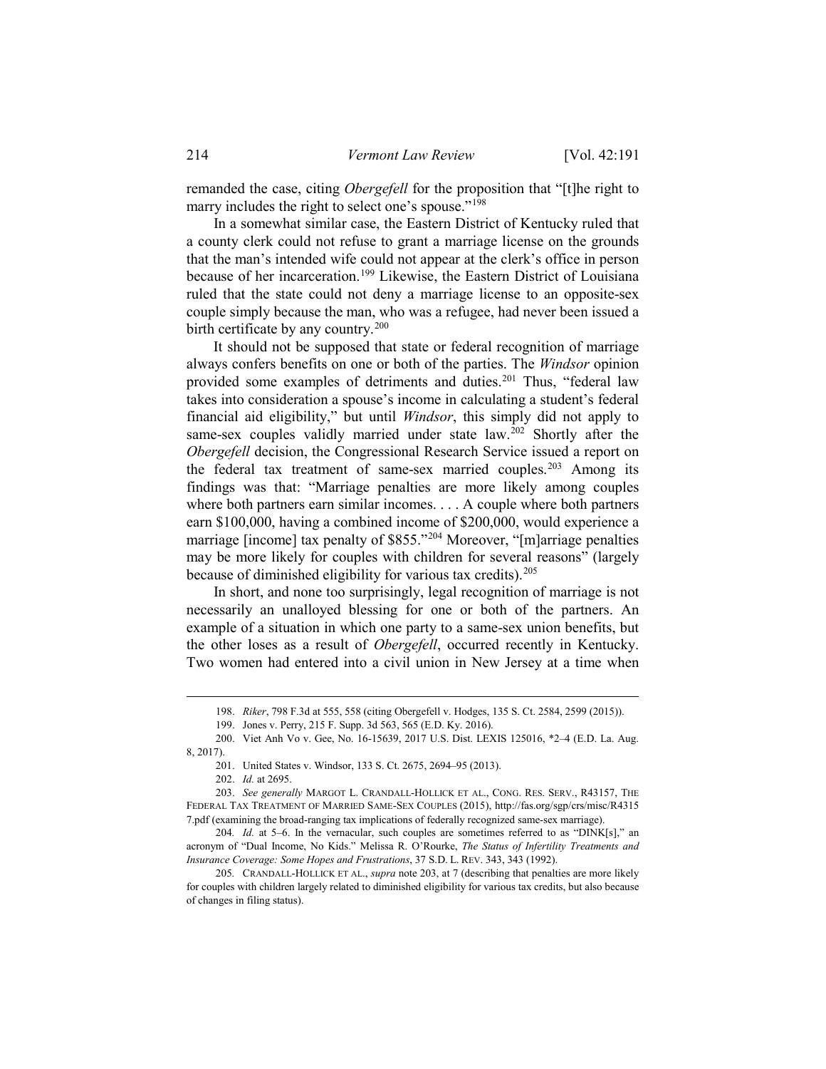remanded the case, citing *Obergefell* for the proposition that "[t]he right to marry includes the right to select one's spouse."[198]

In a somewhat similar case, the Eastern District of Kentucky ruled that a county clerk could not refuse to grant a marriage license on the grounds that the man's intended wife could not appear at the clerk's office in person because of her incarceration.[199] Likewise, the Eastern District of Louisiana ruled that the state could not deny a marriage license to an opposite-sex couple simply because the man, who was a refugee, had never been issued a birth certificate by any country.[200]

It should not be supposed that state or federal recognition of marriage always confers benefits on one or both of the parties. The *Windsor* opinion provided some examples of detriments and duties.[201] Thus, "federal law takes into consideration a spouse's income in calculating a student's federal financial aid eligibility," but until *Windsor*, this simply did not apply to same-sex couples validly married under state law.[202] Shortly after the *Obergefell* decision, the Congressional Research Service issued a report on the federal tax treatment of same-sex married couples.[203] Among its findings was that: "Marriage penalties are more likely among couples where both partners earn similar incomes. . . . A couple where both partners earn $100,000, having a combined income of $200,000, would experience a marriage [income] tax penalty of $855."[204] Moreover, "[m]arriage penalties may be more likely for couples with children for several reasons" (largely because of diminished eligibility for various tax credits).[205]

In short, and none too surprisingly, legal recognition of marriage is not necessarily an unalloyed blessing for one or both of the partners. An example of a situation in which one party to a same-sex union benefits, but the other loses as a result of *Obergefell*, occurred recently in Kentucky. Two women had entered into a civil union in New Jersey at a time when

---

198. *Riker*, 798 F.3d at 555, 558 (citing Obergefell v. Hodges, 135 S. Ct. 2584, 2599 (2015)).

199. Jones v. Perry, 215 F. Supp. 3d 563, 565 (E.D. Ky. 2016).

200. Viet Anh Vo v. Gee, No. 16-15639, 2017 U.S. Dist. LEXIS 125016, *2–4 (E.D. La. Aug. 8, 2017).

201. United States v. Windsor, 133 S. Ct. 2675, 2694–95 (2013).

202. *Id.* at 2695.

203. *See generally* MARGOT L. CRANDALL-HOLLICK ET AL., CONG. RES. SERV., R43157, THE FEDERAL TAX TREATMENT OF MARRIED SAME-SEX COUPLES (2015), http://fas.org/sgp/crs/misc/R43157.pdf (examining the broad-ranging tax implications of federally recognized same-sex marriage).

204. *Id.* at 5–6. In the vernacular, such couples are sometimes referred to as "DINK[s]," an acronym of "Dual Income, No Kids." Melissa R. O'Rourke, *The Status of Infertility Treatments and Insurance Coverage: Some Hopes and Frustrations*, 37 S.D. L. REV. 343, 343 (1992).

205. CRANDALL-HOLLICK ET AL., *supra* note 203, at 7 (describing that penalties are more likely for couples with children largely related to diminished eligibility for various tax credits, but also because of changes in filing status).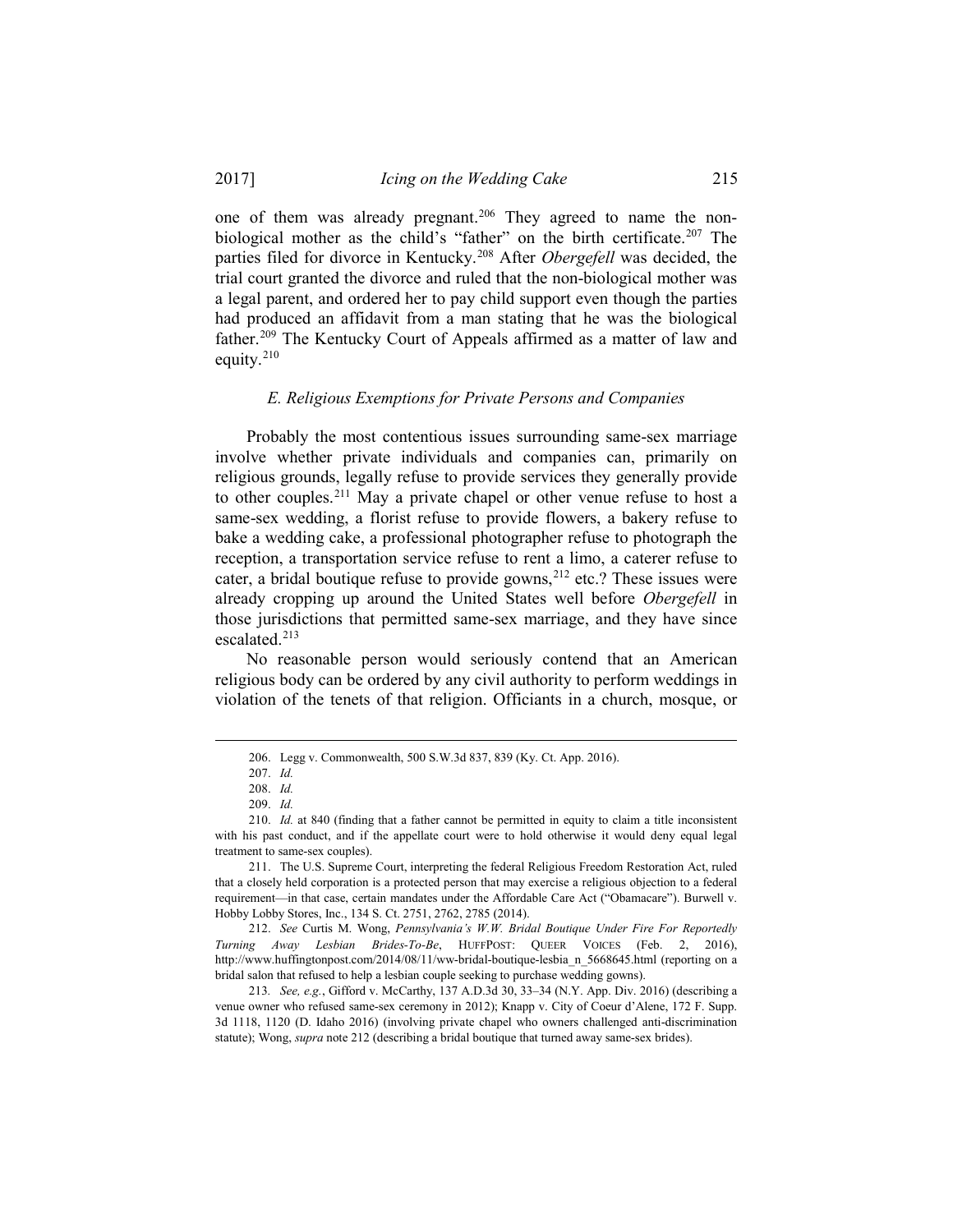one of them was already pregnant.[206] They agreed to name the non-biological mother as the child's "father" on the birth certificate.[207] The parties filed for divorce in Kentucky.[208] After *Obergefell* was decided, the trial court granted the divorce and ruled that the non-biological mother was a legal parent, and ordered her to pay child support even though the parties had produced an affidavit from a man stating that he was the biological father.[209] The Kentucky Court of Appeals affirmed as a matter of law and equity.[210]

### *E. Religious Exemptions for Private Persons and Companies*

Probably the most contentious issues surrounding same-sex marriage involve whether private individuals and companies can, primarily on religious grounds, legally refuse to provide services they generally provide to other couples.[211] May a private chapel or other venue refuse to host a same-sex wedding, a florist refuse to provide flowers, a bakery refuse to bake a wedding cake, a professional photographer refuse to photograph the reception, a transportation service refuse to rent a limo, a caterer refuse to cater, a bridal boutique refuse to provide gowns,[212] etc.? These issues were already cropping up around the United States well before *Obergefell* in those jurisdictions that permitted same-sex marriage, and they have since escalated.[213]

No reasonable person would seriously contend that an American religious body can be ordered by any civil authority to perform weddings in violation of the tenets of that religion. Officiants in a church, mosque, or

---

206. Legg v. Commonwealth, 500 S.W.3d 837, 839 (Ky. Ct. App. 2016).

207. *Id.*

208. *Id.*

209. *Id.*

210. *Id.* at 840 (finding that a father cannot be permitted in equity to claim a title inconsistent with his past conduct, and if the appellate court were to hold otherwise it would deny equal legal treatment to same-sex couples).

211. The U.S. Supreme Court, interpreting the federal Religious Freedom Restoration Act, ruled that a closely held corporation is a protected person that may exercise a religious objection to a federal requirement—in that case, certain mandates under the Affordable Care Act ("Obamacare"). Burwell v. Hobby Lobby Stores, Inc., 134 S. Ct. 2751, 2762, 2785 (2014).

212. *See* Curtis M. Wong, *Pennsylvania's W.W. Bridal Boutique Under Fire For Reportedly Turning Away Lesbian Brides-To-Be*, HUFFPOST: QUEER VOICES (Feb. 2, 2016), http://www.huffingtonpost.com/2014/08/11/ww-bridal-boutique-lesbia_n_5668645.html (reporting on a bridal salon that refused to help a lesbian couple seeking to purchase wedding gowns).

213. *See, e.g.*, Gifford v. McCarthy, 137 A.D.3d 30, 33–34 (N.Y. App. Div. 2016) (describing a venue owner who refused same-sex ceremony in 2012); Knapp v. City of Coeur d'Alene, 172 F. Supp. 3d 1118, 1120 (D. Idaho 2016) (involving private chapel who owners challenged anti-discrimination statute); Wong, *supra* note 212 (describing a bridal boutique that turned away same-sex brides).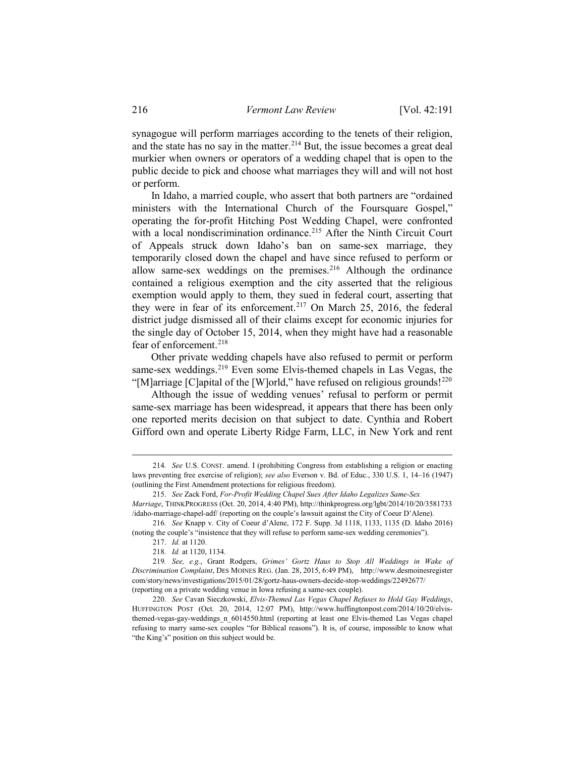synagogue will perform marriages according to the tenets of their religion, and the state has no say in the matter.[214] But, the issue becomes a great deal murkier when owners or operators of a wedding chapel that is open to the public decide to pick and choose what marriages they will and will not host or perform.

In Idaho, a married couple, who assert that both partners are "ordained ministers with the International Church of the Foursquare Gospel," operating the for-profit Hitching Post Wedding Chapel, were confronted with a local nondiscrimination ordinance.[215] After the Ninth Circuit Court of Appeals struck down Idaho's ban on same-sex marriage, they temporarily closed down the chapel and have since refused to perform or allow same-sex weddings on the premises.[216] Although the ordinance contained a religious exemption and the city asserted that the religious exemption would apply to them, they sued in federal court, asserting that they were in fear of its enforcement.[217] On March 25, 2016, the federal district judge dismissed all of their claims except for economic injuries for the single day of October 15, 2014, when they might have had a reasonable fear of enforcement.[218]

Other private wedding chapels have also refused to permit or perform same-sex weddings.[219] Even some Elvis-themed chapels in Las Vegas, the "[M]arriage [C]apital of the [W]orld," have refused on religious grounds![220]

Although the issue of wedding venues' refusal to perform or permit same-sex marriage has been widespread, it appears that there has been only one reported merits decision on that subject to date. Cynthia and Robert Gifford own and operate Liberty Ridge Farm, LLC, in New York and rent

---

214. *See* U.S. CONST. amend. I (prohibiting Congress from establishing a religion or enacting laws preventing free exercise of religion); *see also* Everson v. Bd. of Educ., 330 U.S. 1, 14–16 (1947) (outlining the First Amendment protections for religious freedom).

215. *See* Zack Ford, *For-Profit Wedding Chapel Sues After Idaho Legalizes Same-Sex Marriage*, THINKPROGRESS (Oct. 20, 2014, 4:40 PM), http://thinkprogress.org/lgbt/2014/10/20/3581733/idaho-marriage-chapel-adf/ (reporting on the couple's lawsuit against the City of Coeur D'Alene).

216. *See* Knapp v. City of Coeur d'Alene, 172 F. Supp. 3d 1118, 1133, 1135 (D. Idaho 2016) (noting the couple's "insistence that they will refuse to perform same-sex wedding ceremonies").

217. *Id.* at 1120.

218. *Id.* at 1120, 1134.

219. *See, e.g.*, Grant Rodgers, *Grimes' Gortz Haus to Stop All Weddings in Wake of Discrimination Complaint*, DES MOINES REG. (Jan. 28, 2015, 6:49 PM), http://www.desmoinesregister com/story/news/investigations/2015/01/28/gortz-haus-owners-decide-stop-weddings/22492677/ (reporting on a private wedding venue in Iowa refusing a same-sex couple).

220. *See* Cavan Sieczkowski, *Elvis-Themed Las Vegas Chapel Refuses to Hold Gay Weddings*, HUFFINGTON POST (Oct. 20, 2014, 12:07 PM), http://www.huffingtonpost.com/2014/10/20/elvis-themed-vegas-gay-weddings_n_6014550.html (reporting at least one Elvis-themed Las Vegas chapel refusing to marry same-sex couples "for Biblical reasons"). It is, of course, impossible to know what "the King's" position on this subject would be.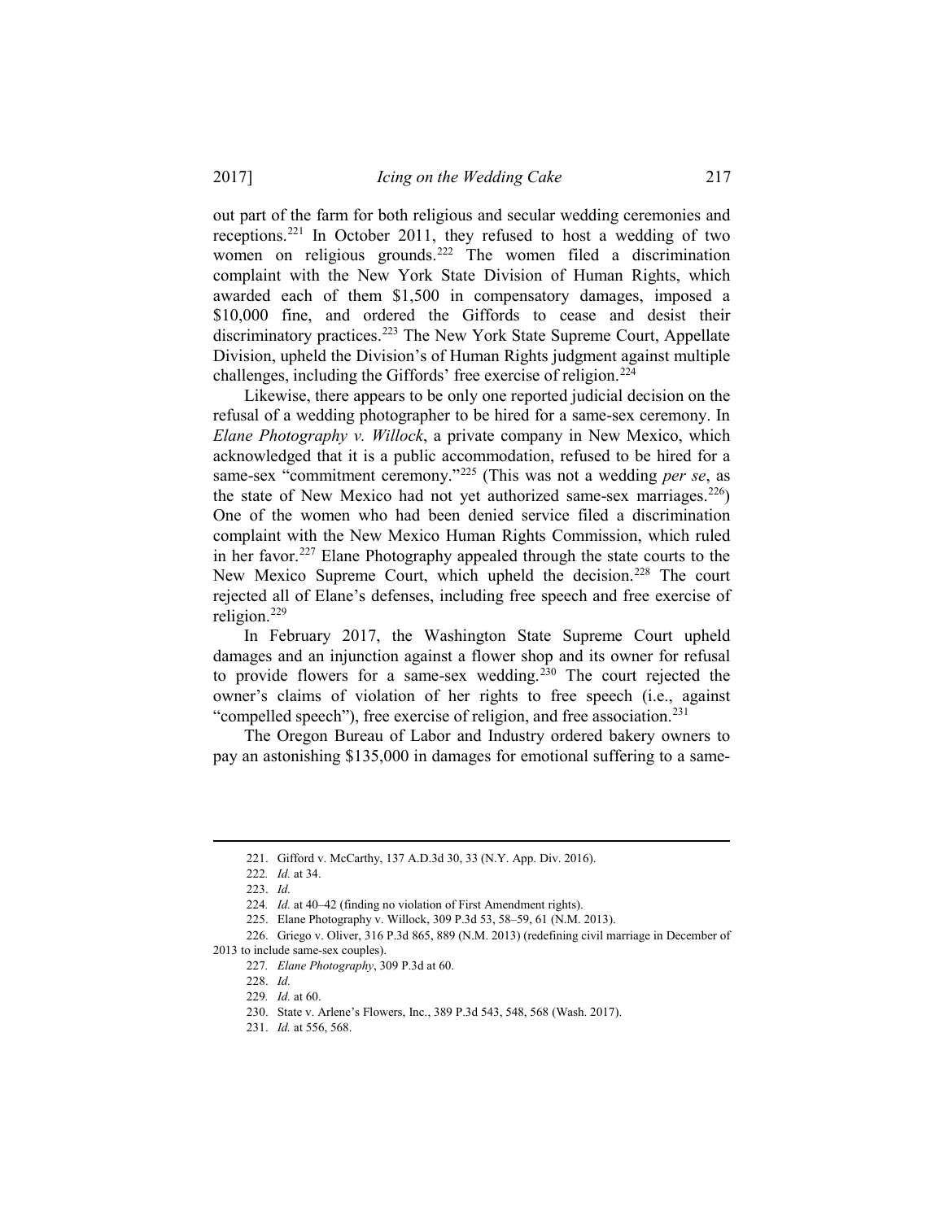out part of the farm for both religious and secular wedding ceremonies and receptions.[221] In October 2011, they refused to host a wedding of two women on religious grounds.[222] The women filed a discrimination complaint with the New York State Division of Human Rights, which awarded each of them $1,500 in compensatory damages, imposed a $10,000 fine, and ordered the Giffords to cease and desist their discriminatory practices.[223] The New York State Supreme Court, Appellate Division, upheld the Division's of Human Rights judgment against multiple challenges, including the Giffords' free exercise of religion.[224]

Likewise, there appears to be only one reported judicial decision on the refusal of a wedding photographer to be hired for a same-sex ceremony. In *Elane Photography v. Willock*, a private company in New Mexico, which acknowledged that it is a public accommodation, refused to be hired for a same-sex "commitment ceremony."[225] (This was not a wedding *per se*, as the state of New Mexico had not yet authorized same-sex marriages.[226]) One of the women who had been denied service filed a discrimination complaint with the New Mexico Human Rights Commission, which ruled in her favor.[227] Elane Photography appealed through the state courts to the New Mexico Supreme Court, which upheld the decision.[228] The court rejected all of Elane's defenses, including free speech and free exercise of religion.[229]

In February 2017, the Washington State Supreme Court upheld damages and an injunction against a flower shop and its owner for refusal to provide flowers for a same-sex wedding.[230] The court rejected the owner's claims of violation of her rights to free speech (i.e., against "compelled speech"), free exercise of religion, and free association.[231]

The Oregon Bureau of Labor and Industry ordered bakery owners to pay an astonishing $135,000 in damages for emotional suffering to a same-

---

221. Gifford v. McCarthy, 137 A.D.3d 30, 33 (N.Y. App. Div. 2016).

222. *Id.* at 34.

223. *Id.*

224. *Id.* at 40–42 (finding no violation of First Amendment rights).

225. Elane Photography v. Willock, 309 P.3d 53, 58–59, 61 (N.M. 2013).

226. Griego v. Oliver, 316 P.3d 865, 889 (N.M. 2013) (redefining civil marriage in December of 2013 to include same-sex couples).

227. *Elane Photography*, 309 P.3d at 60.

228. *Id.*

229. *Id.* at 60.

230. State v. Arlene's Flowers, Inc., 389 P.3d 543, 548, 568 (Wash. 2017).

231. *Id.* at 556, 568.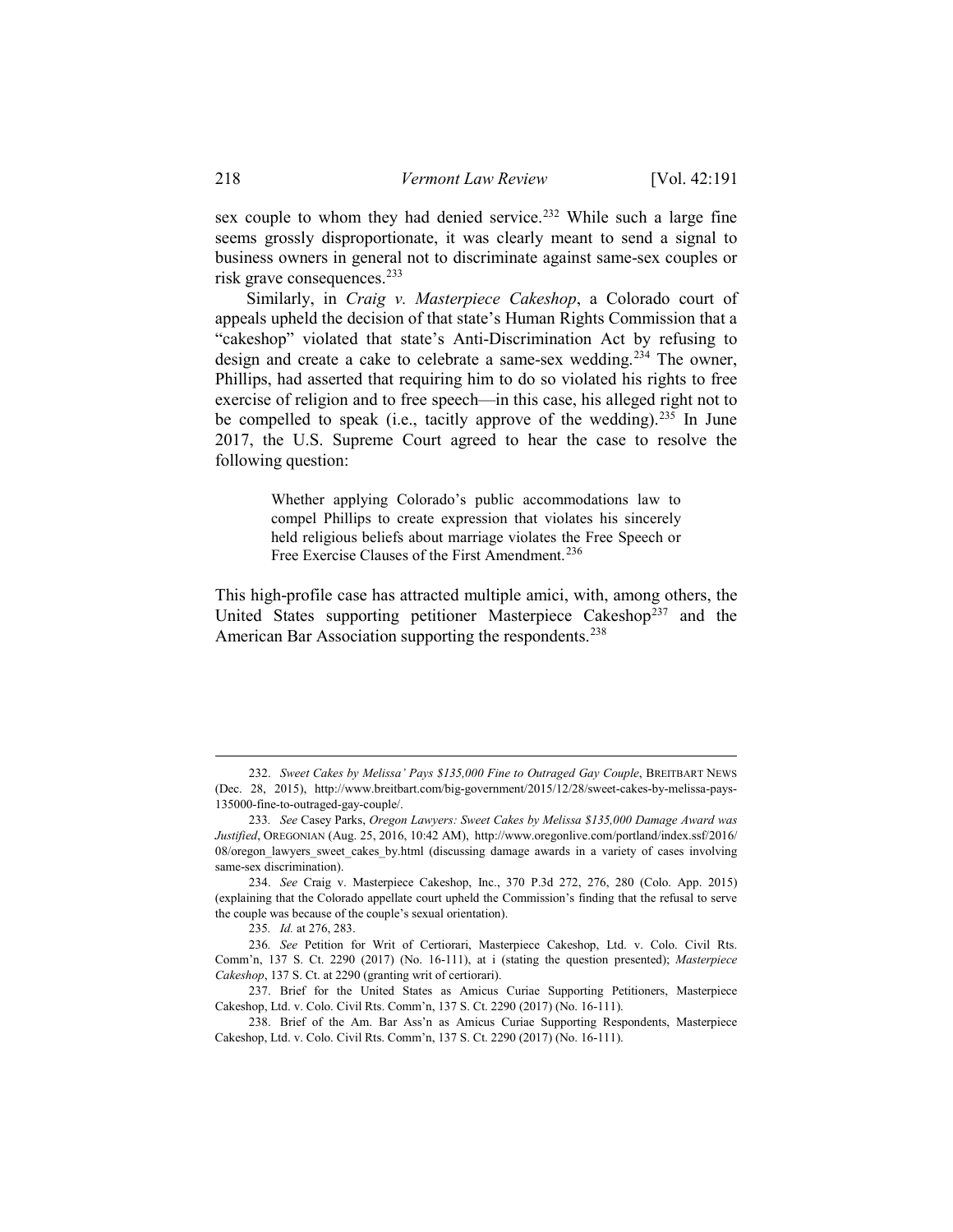sex couple to whom they had denied service.[232] While such a large fine seems grossly disproportionate, it was clearly meant to send a signal to business owners in general not to discriminate against same-sex couples or risk grave consequences.[233]

Similarly, in *Craig v. Masterpiece Cakeshop*, a Colorado court of appeals upheld the decision of that state's Human Rights Commission that a "cakeshop" violated that state's Anti-Discrimination Act by refusing to design and create a cake to celebrate a same-sex wedding.[234] The owner, Phillips, had asserted that requiring him to do so violated his rights to free exercise of religion and to free speech—in this case, his alleged right not to be compelled to speak (i.e., tacitly approve of the wedding).[235] In June 2017, the U.S. Supreme Court agreed to hear the case to resolve the following question:

> Whether applying Colorado's public accommodations law to compel Phillips to create expression that violates his sincerely held religious beliefs about marriage violates the Free Speech or Free Exercise Clauses of the First Amendment.[236]

This high-profile case has attracted multiple amici, with, among others, the United States supporting petitioner Masterpiece Cakeshop[237] and the American Bar Association supporting the respondents.[238]

---

232. *Sweet Cakes by Melissa' Pays $135,000 Fine to Outraged Gay Couple*, BREITBART NEWS (Dec. 28, 2015), http://www.breitbart.com/big-government/2015/12/28/sweet-cakes-by-melissa-pays-135000-fine-to-outraged-gay-couple/.

233. *See* Casey Parks, *Oregon Lawyers: Sweet Cakes by Melissa $135,000 Damage Award was Justified*, OREGONIAN (Aug. 25, 2016, 10:42 AM), http://www.oregonlive.com/portland/index.ssf/2016/08/oregon_lawyers_sweet_cakes_by.html (discussing damage awards in a variety of cases involving same-sex discrimination).

234. *See* Craig v. Masterpiece Cakeshop, Inc., 370 P.3d 272, 276, 280 (Colo. App. 2015) (explaining that the Colorado appellate court upheld the Commission's finding that the refusal to serve the couple was because of the couple's sexual orientation).

235. *Id.* at 276, 283.

236. *See* Petition for Writ of Certiorari, Masterpiece Cakeshop, Ltd. v. Colo. Civil Rts. Comm'n, 137 S. Ct. 2290 (2017) (No. 16-111), at i (stating the question presented); *Masterpiece Cakeshop*, 137 S. Ct. at 2290 (granting writ of certiorari).

237. Brief for the United States as Amicus Curiae Supporting Petitioners, Masterpiece Cakeshop, Ltd. v. Colo. Civil Rts. Comm'n, 137 S. Ct. 2290 (2017) (No. 16-111).

238. Brief of the Am. Bar Ass'n as Amicus Curiae Supporting Respondents, Masterpiece Cakeshop, Ltd. v. Colo. Civil Rts. Comm'n, 137 S. Ct. 2290 (2017) (No. 16-111).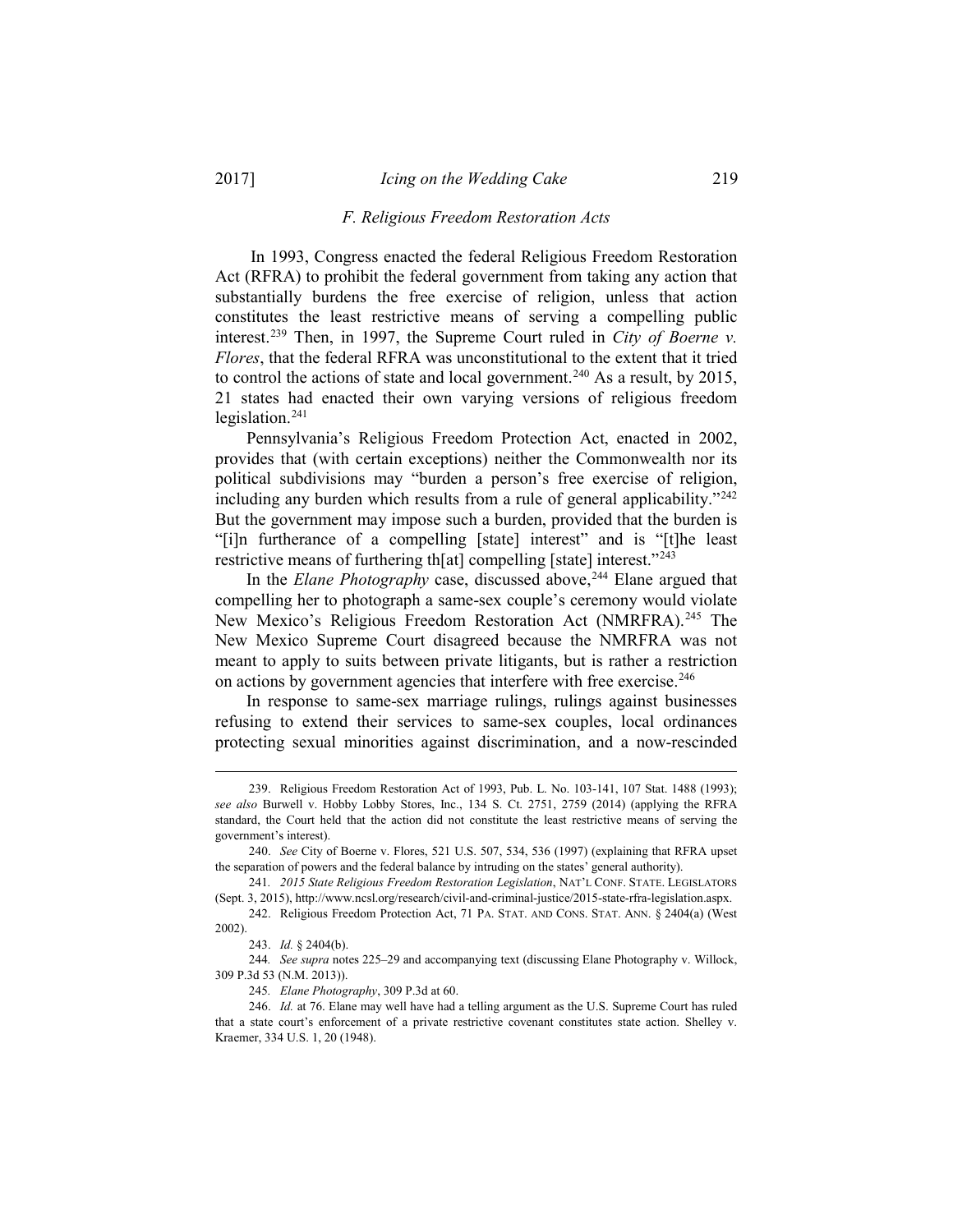### *F. Religious Freedom Restoration Acts*

In 1993, Congress enacted the federal Religious Freedom Restoration Act (RFRA) to prohibit the federal government from taking any action that substantially burdens the free exercise of religion, unless that action constitutes the least restrictive means of serving a compelling public interest.[239] Then, in 1997, the Supreme Court ruled in *City of Boerne v. Flores*, that the federal RFRA was unconstitutional to the extent that it tried to control the actions of state and local government.[240] As a result, by 2015, 21 states had enacted their own varying versions of religious freedom legislation.[241]

Pennsylvania's Religious Freedom Protection Act, enacted in 2002, provides that (with certain exceptions) neither the Commonwealth nor its political subdivisions may "burden a person's free exercise of religion, including any burden which results from a rule of general applicability."[242] But the government may impose such a burden, provided that the burden is "[i]n furtherance of a compelling [state] interest" and is "[t]he least restrictive means of furthering th[at] compelling [state] interest."[243]

In the *Elane Photography* case, discussed above,[244] Elane argued that compelling her to photograph a same-sex couple's ceremony would violate New Mexico's Religious Freedom Restoration Act (NMRFRA).[245] The New Mexico Supreme Court disagreed because the NMRFRA was not meant to apply to suits between private litigants, but is rather a restriction on actions by government agencies that interfere with free exercise.[246]

In response to same-sex marriage rulings, rulings against businesses refusing to extend their services to same-sex couples, local ordinances protecting sexual minorities against discrimination, and a now-rescinded

---

239. Religious Freedom Restoration Act of 1993, Pub. L. No. 103-141, 107 Stat. 1488 (1993); *see also* Burwell v. Hobby Lobby Stores, Inc., 134 S. Ct. 2751, 2759 (2014) (applying the RFRA standard, the Court held that the action did not constitute the least restrictive means of serving the government's interest).

240. *See* City of Boerne v. Flores, 521 U.S. 507, 534, 536 (1997) (explaining that RFRA upset the separation of powers and the federal balance by intruding on the states' general authority).

241. *2015 State Religious Freedom Restoration Legislation*, NAT'L CONF. STATE. LEGISLATORS (Sept. 3, 2015), http://www.ncsl.org/research/civil-and-criminal-justice/2015-state-rfra-legislation.aspx.

242. Religious Freedom Protection Act, 71 PA. STAT. AND CONS. STAT. ANN. § 2404(a) (West 2002).

243. *Id.* § 2404(b).

244. *See supra* notes 225–29 and accompanying text (discussing Elane Photography v. Willock, 309 P.3d 53 (N.M. 2013)).

245. *Elane Photography*, 309 P.3d at 60.

246. *Id.* at 76. Elane may well have had a telling argument as the U.S. Supreme Court has ruled that a state court's enforcement of a private restrictive covenant constitutes state action. Shelley v. Kraemer, 334 U.S. 1, 20 (1948).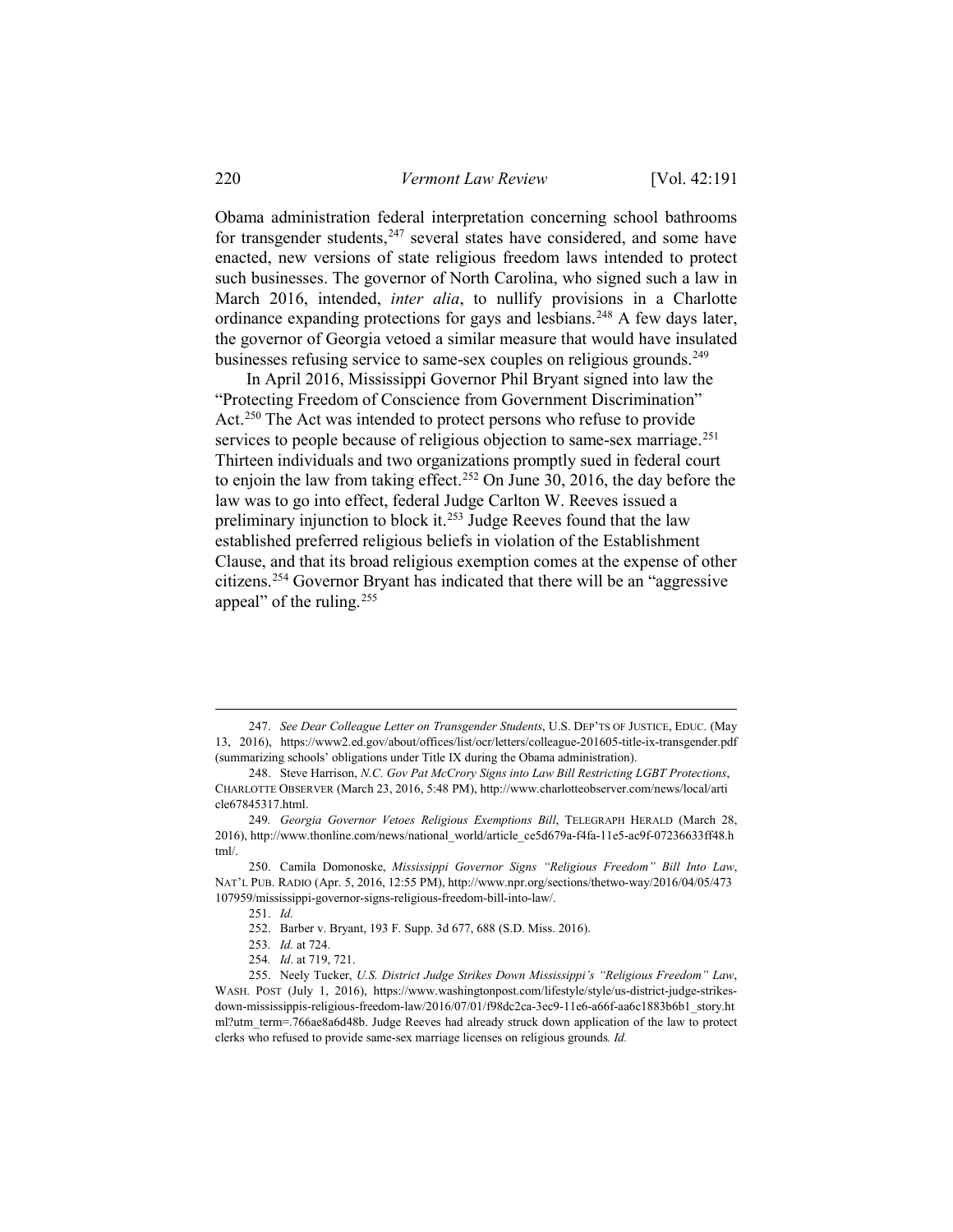Obama administration federal interpretation concerning school bathrooms for transgender students,[247] several states have considered, and some have enacted, new versions of state religious freedom laws intended to protect such businesses. The governor of North Carolina, who signed such a law in March 2016, intended, *inter alia*, to nullify provisions in a Charlotte ordinance expanding protections for gays and lesbians.[248] A few days later, the governor of Georgia vetoed a similar measure that would have insulated businesses refusing service to same-sex couples on religious grounds.[249]

In April 2016, Mississippi Governor Phil Bryant signed into law the "Protecting Freedom of Conscience from Government Discrimination" Act.[250] The Act was intended to protect persons who refuse to provide services to people because of religious objection to same-sex marriage.[251] Thirteen individuals and two organizations promptly sued in federal court to enjoin the law from taking effect.[252] On June 30, 2016, the day before the law was to go into effect, federal Judge Carlton W. Reeves issued a preliminary injunction to block it.[253] Judge Reeves found that the law established preferred religious beliefs in violation of the Establishment Clause, and that its broad religious exemption comes at the expense of other citizens.[254] Governor Bryant has indicated that there will be an "aggressive appeal" of the ruling.[255]

---

247. *See Dear Colleague Letter on Transgender Students*, U.S. DEP'TS OF JUSTICE, EDUC. (May 13, 2016), https://www2.ed.gov/about/offices/list/ocr/letters/colleague-201605-title-ix-transgender.pdf (summarizing schools' obligations under Title IX during the Obama administration).

248. Steve Harrison, *N.C. Gov Pat McCrory Signs into Law Bill Restricting LGBT Protections*, CHARLOTTE OBSERVER (March 23, 2016, 5:48 PM), http://www.charlotteobserver.com/news/local/article67845317.html.

249. *Georgia Governor Vetoes Religious Exemptions Bill*, TELEGRAPH HERALD (March 28, 2016), http://www.thonline.com/news/national_world/article_ce5d679a-f4fa-11e5-ac9f-07236633ff48.html/.

250. Camila Domonoske, *Mississippi Governor Signs "Religious Freedom" Bill Into Law*, NAT'L PUB. RADIO (Apr. 5, 2016, 12:55 PM), http://www.npr.org/sections/thetwo-way/2016/04/05/473107959/mississippi-governor-signs-religious-freedom-bill-into-law/.

251. *Id.*

252. Barber v. Bryant, 193 F. Supp. 3d 677, 688 (S.D. Miss. 2016).

253. *Id.* at 724.

254. *Id*. at 719, 721.

255. Neely Tucker, *U.S. District Judge Strikes Down Mississippi's "Religious Freedom" Law*, WASH. POST (July 1, 2016), https://www.washingtonpost.com/lifestyle/style/us-district-judge-strikes-down-mississippis-religious-freedom-law/2016/07/01/f98dc2ca-3ec9-11e6-a66f-aa6c1883b6b1_story.html?utm_term=.766ae8a6d48b. Judge Reeves had already struck down application of the law to protect clerks who refused to provide same-sex marriage licenses on religious grounds*. Id.*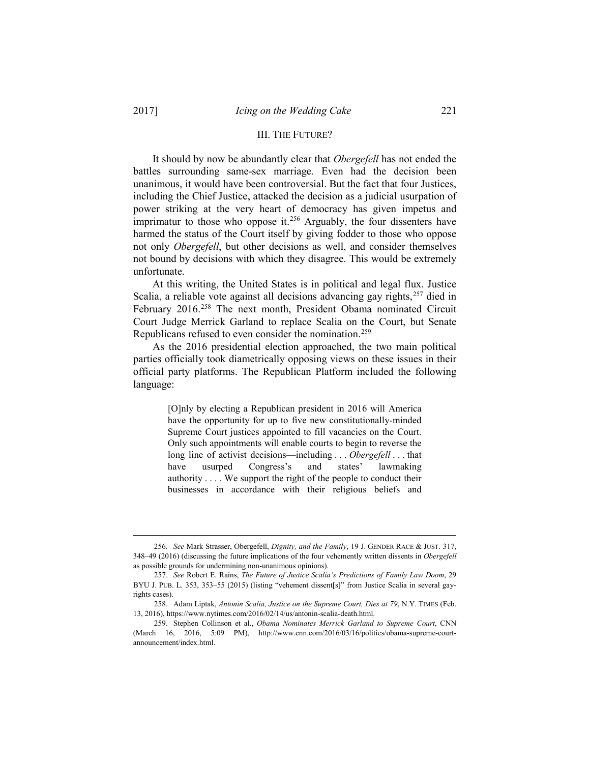## III. THE FUTURE?

It should by now be abundantly clear that *Obergefell* has not ended the battles surrounding same-sex marriage. Even had the decision been unanimous, it would have been controversial. But the fact that four Justices, including the Chief Justice, attacked the decision as a judicial usurpation of power striking at the very heart of democracy has given impetus and imprimatur to those who oppose it.[256] Arguably, the four dissenters have harmed the status of the Court itself by giving fodder to those who oppose not only *Obergefell*, but other decisions as well, and consider themselves not bound by decisions with which they disagree. This would be extremely unfortunate.

At this writing, the United States is in political and legal flux. Justice Scalia, a reliable vote against all decisions advancing gay rights,[257] died in February 2016.[258] The next month, President Obama nominated Circuit Court Judge Merrick Garland to replace Scalia on the Court, but Senate Republicans refused to even consider the nomination.[259]

As the 2016 presidential election approached, the two main political parties officially took diametrically opposing views on these issues in their official party platforms. The Republican Platform included the following language:

> [O]nly by electing a Republican president in 2016 will America have the opportunity for up to five new constitutionally-minded Supreme Court justices appointed to fill vacancies on the Court. Only such appointments will enable courts to begin to reverse the long line of activist decisions—including . . . *Obergefell* . . . that have usurped Congress's and states' lawmaking authority . . . . We support the right of the people to conduct their businesses in accordance with their religious beliefs and

---

256. *See* Mark Strasser, Obergefell, *Dignity, and the Family*, 19 J. GENDER RACE & JUST. 317, 348–49 (2016) (discussing the future implications of the four vehemently written dissents in *Obergefell* as possible grounds for undermining non-unanimous opinions).

257. *See* Robert E. Rains, *The Future of Justice Scalia's Predictions of Family Law Doom*, 29 BYU J. PUB. L. 353, 353–55 (2015) (listing "vehement dissent[s]" from Justice Scalia in several gay-rights cases).

258. Adam Liptak, *Antonin Scalia, Justice on the Supreme Court, Dies at 79*, N.Y. TIMES (Feb. 13, 2016), https://www.nytimes.com/2016/02/14/us/antonin-scalia-death.html.

259. Stephen Collinson et al., *Obama Nominates Merrick Garland to Supreme Court*, CNN (March 16, 2016, 5:09 PM), http://www.cnn.com/2016/03/16/politics/obama-supreme-court-announcement/index.html.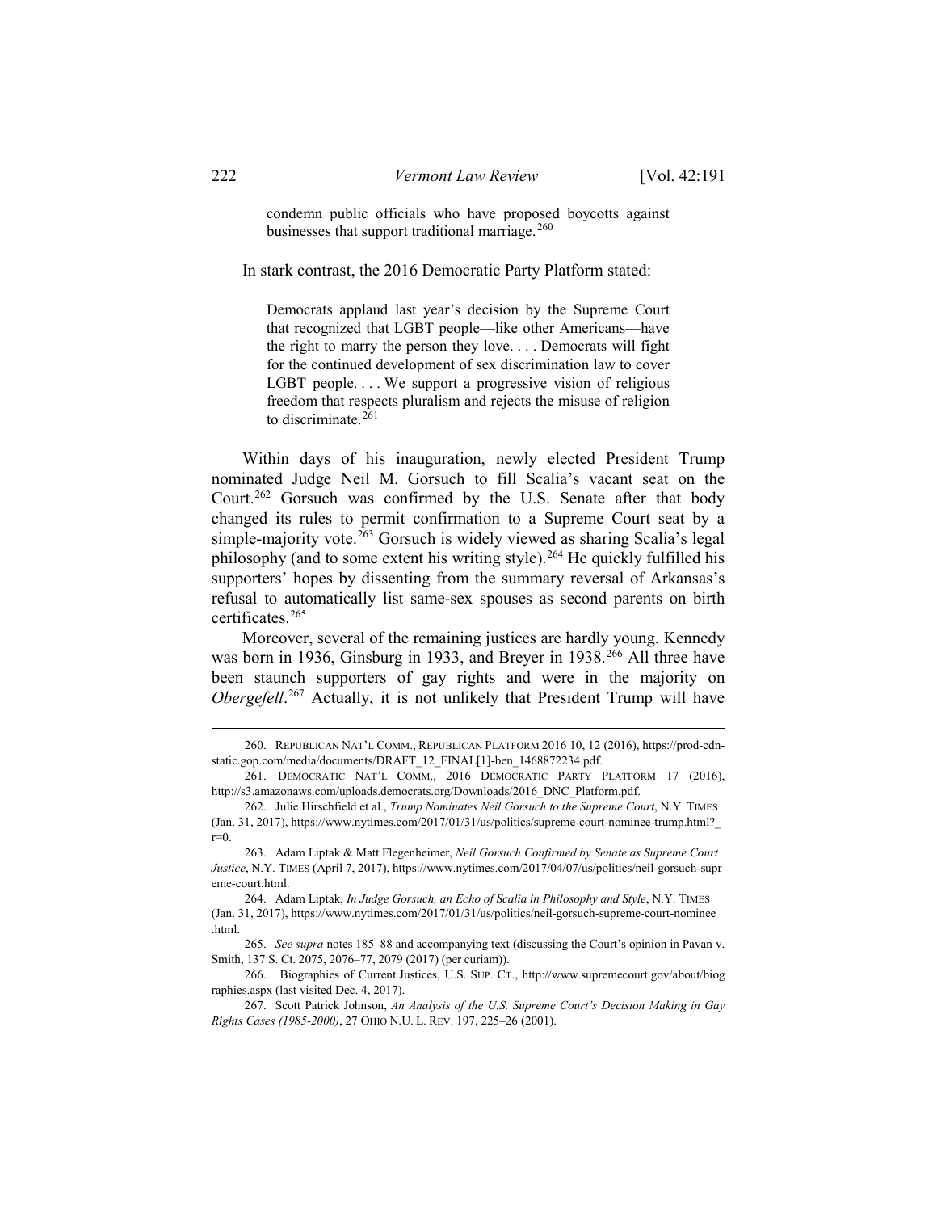> condemn public officials who have proposed boycotts against businesses that support traditional marriage.[260]

In stark contrast, the 2016 Democratic Party Platform stated:

> Democrats applaud last year's decision by the Supreme Court that recognized that LGBT people—like other Americans—have the right to marry the person they love. . . . Democrats will fight for the continued development of sex discrimination law to cover LGBT people. . . . We support a progressive vision of religious freedom that respects pluralism and rejects the misuse of religion to discriminate.[261]

Within days of his inauguration, newly elected President Trump nominated Judge Neil M. Gorsuch to fill Scalia's vacant seat on the Court.[262] Gorsuch was confirmed by the U.S. Senate after that body changed its rules to permit confirmation to a Supreme Court seat by a simple-majority vote.[263] Gorsuch is widely viewed as sharing Scalia's legal philosophy (and to some extent his writing style).[264] He quickly fulfilled his supporters' hopes by dissenting from the summary reversal of Arkansas's refusal to automatically list same-sex spouses as second parents on birth certificates.[265]

Moreover, several of the remaining justices are hardly young. Kennedy was born in 1936, Ginsburg in 1933, and Breyer in 1938.[266] All three have been staunch supporters of gay rights and were in the majority on *Obergefell*.[267] Actually, it is not unlikely that President Trump will have

---

260. REPUBLICAN NAT'L COMM., REPUBLICAN PLATFORM 2016 10, 12 (2016), https://prod-cdn-static.gop.com/media/documents/DRAFT_12_FINAL[1]-ben_1468872234.pdf.

261. DEMOCRATIC NAT'L COMM., 2016 DEMOCRATIC PARTY PLATFORM 17 (2016), http://s3.amazonaws.com/uploads.democrats.org/Downloads/2016_DNC_Platform.pdf.

262. Julie Hirschfield et al., *Trump Nominates Neil Gorsuch to the Supreme Court*, N.Y. TIMES (Jan. 31, 2017), https://www.nytimes.com/2017/01/31/us/politics/supreme-court-nominee-trump.html?_r=0.

263. Adam Liptak & Matt Flegenheimer, *Neil Gorsuch Confirmed by Senate as Supreme Court Justice*, N.Y. TIMES (April 7, 2017), https://www.nytimes.com/2017/04/07/us/politics/neil-gorsuch-supreme-court.html.

264. Adam Liptak, *In Judge Gorsuch, an Echo of Scalia in Philosophy and Style*, N.Y. TIMES (Jan. 31, 2017), https://www.nytimes.com/2017/01/31/us/politics/neil-gorsuch-supreme-court-nominee.html.

265. *See supra* notes 185–88 and accompanying text (discussing the Court's opinion in Pavan v. Smith, 137 S. Ct. 2075, 2076–77, 2079 (2017) (per curiam)).

266. Biographies of Current Justices, U.S. SUP. CT., http://www.supremecourt.gov/about/biographies.aspx (last visited Dec. 4, 2017).

267. Scott Patrick Johnson, *An Analysis of the U.S. Supreme Court's Decision Making in Gay Rights Cases (1985-2000)*, 27 OHIO N.U. L. REV. 197, 225–26 (2001).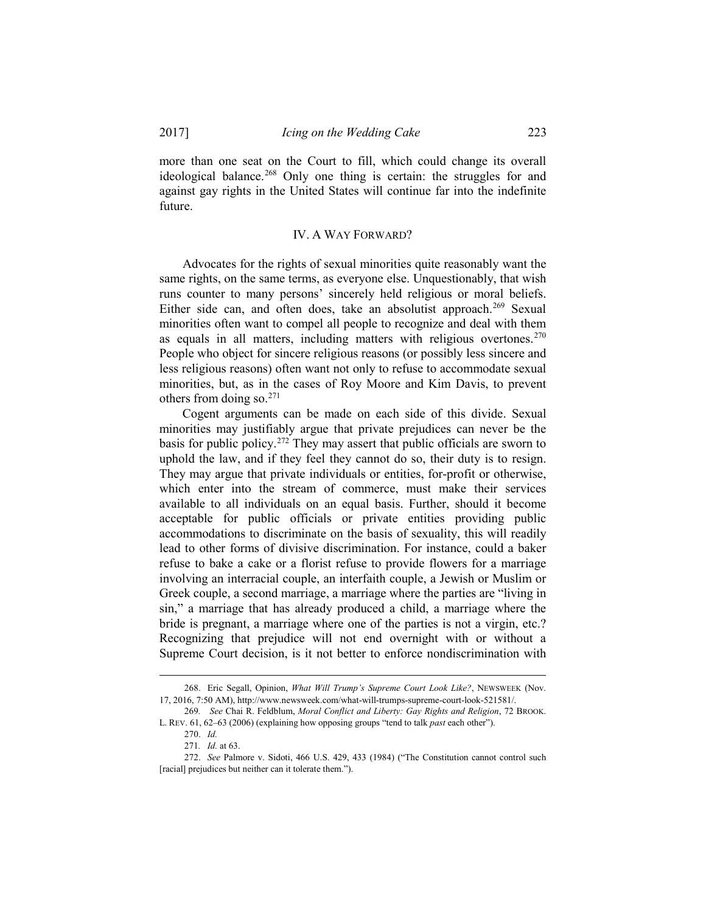more than one seat on the Court to fill, which could change its overall ideological balance.[268] Only one thing is certain: the struggles for and against gay rights in the United States will continue far into the indefinite future.

## IV. A WAY FORWARD?

Advocates for the rights of sexual minorities quite reasonably want the same rights, on the same terms, as everyone else. Unquestionably, that wish runs counter to many persons' sincerely held religious or moral beliefs. Either side can, and often does, take an absolutist approach.[269] Sexual minorities often want to compel all people to recognize and deal with them as equals in all matters, including matters with religious overtones.[270] People who object for sincere religious reasons (or possibly less sincere and less religious reasons) often want not only to refuse to accommodate sexual minorities, but, as in the cases of Roy Moore and Kim Davis, to prevent others from doing so.[271]

Cogent arguments can be made on each side of this divide. Sexual minorities may justifiably argue that private prejudices can never be the basis for public policy.[272] They may assert that public officials are sworn to uphold the law, and if they feel they cannot do so, their duty is to resign. They may argue that private individuals or entities, for-profit or otherwise, which enter into the stream of commerce, must make their services available to all individuals on an equal basis. Further, should it become acceptable for public officials or private entities providing public accommodations to discriminate on the basis of sexuality, this will readily lead to other forms of divisive discrimination. For instance, could a baker refuse to bake a cake or a florist refuse to provide flowers for a marriage involving an interracial couple, an interfaith couple, a Jewish or Muslim or Greek couple, a second marriage, a marriage where the parties are "living in sin," a marriage that has already produced a child, a marriage where the bride is pregnant, a marriage where one of the parties is not a virgin, etc.? Recognizing that prejudice will not end overnight with or without a Supreme Court decision, is it not better to enforce nondiscrimination with

---

268. Eric Segall, Opinion, *What Will Trump's Supreme Court Look Like?*, NEWSWEEK (Nov. 17, 2016, 7:50 AM), http://www.newsweek.com/what-will-trumps-supreme-court-look-521581/.

269. *See* Chai R. Feldblum, *Moral Conflict and Liberty: Gay Rights and Religion*, 72 BROOK. L. REV. 61, 62–63 (2006) (explaining how opposing groups "tend to talk *past* each other").

270. *Id.*

271. *Id.* at 63.

272. *See* Palmore v. Sidoti, 466 U.S. 429, 433 (1984) ("The Constitution cannot control such [racial] prejudices but neither can it tolerate them.").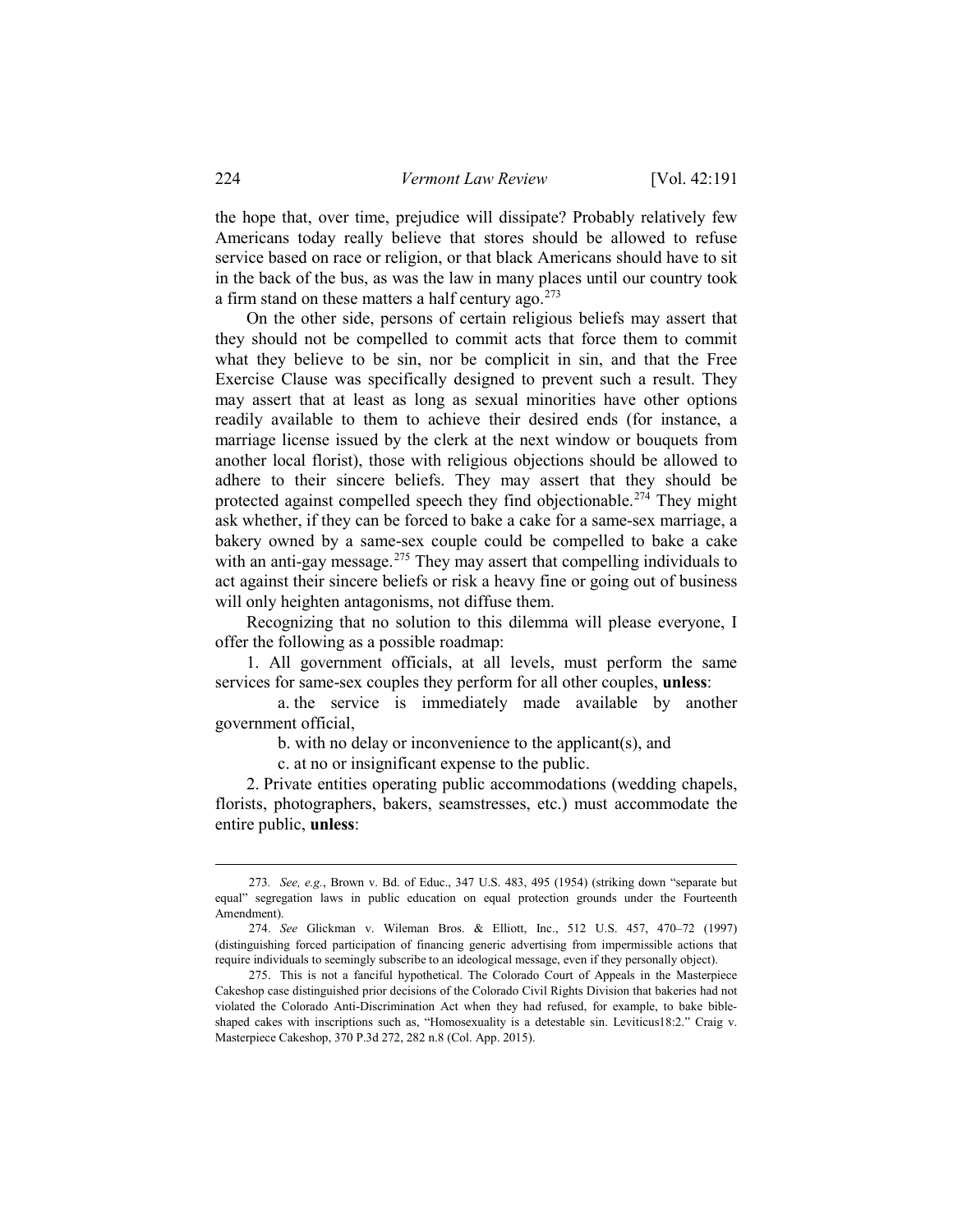the hope that, over time, prejudice will dissipate? Probably relatively few Americans today really believe that stores should be allowed to refuse service based on race or religion, or that black Americans should have to sit in the back of the bus, as was the law in many places until our country took a firm stand on these matters a half century ago.[273]

On the other side, persons of certain religious beliefs may assert that they should not be compelled to commit acts that force them to commit what they believe to be sin, nor be complicit in sin, and that the Free Exercise Clause was specifically designed to prevent such a result. They may assert that at least as long as sexual minorities have other options readily available to them to achieve their desired ends (for instance, a marriage license issued by the clerk at the next window or bouquets from another local florist), those with religious objections should be allowed to adhere to their sincere beliefs. They may assert that they should be protected against compelled speech they find objectionable.[274] They might ask whether, if they can be forced to bake a cake for a same-sex marriage, a bakery owned by a same-sex couple could be compelled to bake a cake with an anti-gay message.[275] They may assert that compelling individuals to act against their sincere beliefs or risk a heavy fine or going out of business will only heighten antagonisms, not diffuse them.

Recognizing that no solution to this dilemma will please everyone, I offer the following as a possible roadmap:

1. All government officials, at all levels, must perform the same services for same-sex couples they perform for all other couples, **unless**:

   a. the service is immediately made available by another government official,

   b. with no delay or inconvenience to the applicant(s), and

   c. at no or insignificant expense to the public.

2. Private entities operating public accommodations (wedding chapels, florists, photographers, bakers, seamstresses, etc.) must accommodate the entire public, **unless**:

---

273. *See, e.g.*, Brown v. Bd. of Educ., 347 U.S. 483, 495 (1954) (striking down "separate but equal" segregation laws in public education on equal protection grounds under the Fourteenth Amendment).

274. *See* Glickman v. Wileman Bros. & Elliott, Inc., 512 U.S. 457, 470–72 (1997) (distinguishing forced participation of financing generic advertising from impermissible actions that require individuals to seemingly subscribe to an ideological message, even if they personally object).

275. This is not a fanciful hypothetical. The Colorado Court of Appeals in the Masterpiece Cakeshop case distinguished prior decisions of the Colorado Civil Rights Division that bakeries had not violated the Colorado Anti-Discrimination Act when they had refused, for example, to bake bible-shaped cakes with inscriptions such as, "Homosexuality is a detestable sin. Leviticus18:2." Craig v. Masterpiece Cakeshop, 370 P.3d 272, 282 n.8 (Col. App. 2015).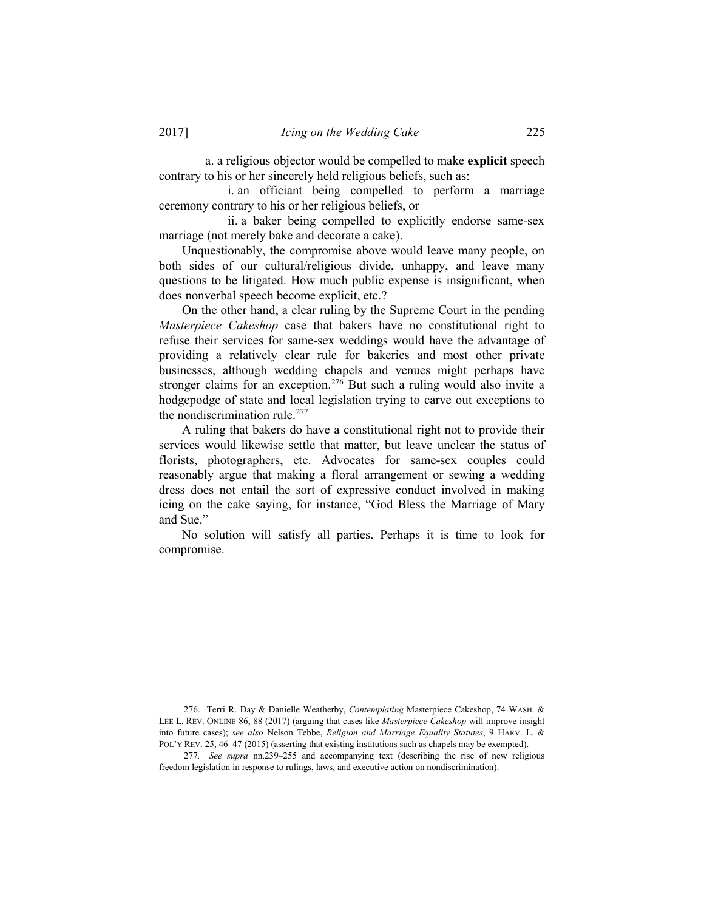a. a religious objector would be compelled to make **explicit** speech contrary to his or her sincerely held religious beliefs, such as:

i. an officiant being compelled to perform a marriage ceremony contrary to his or her religious beliefs, or

ii. a baker being compelled to explicitly endorse same-sex marriage (not merely bake and decorate a cake).

Unquestionably, the compromise above would leave many people, on both sides of our cultural/religious divide, unhappy, and leave many questions to be litigated. How much public expense is insignificant, when does nonverbal speech become explicit, etc.?

On the other hand, a clear ruling by the Supreme Court in the pending *Masterpiece Cakeshop* case that bakers have no constitutional right to refuse their services for same-sex weddings would have the advantage of providing a relatively clear rule for bakeries and most other private businesses, although wedding chapels and venues might perhaps have stronger claims for an exception.[276] But such a ruling would also invite a hodgepodge of state and local legislation trying to carve out exceptions to the nondiscrimination rule.[277]

A ruling that bakers do have a constitutional right not to provide their services would likewise settle that matter, but leave unclear the status of florists, photographers, etc. Advocates for same-sex couples could reasonably argue that making a floral arrangement or sewing a wedding dress does not entail the sort of expressive conduct involved in making icing on the cake saying, for instance, "God Bless the Marriage of Mary and Sue."

No solution will satisfy all parties. Perhaps it is time to look for compromise.

276. Terri R. Day & Danielle Weatherby, *Contemplating* Masterpiece Cakeshop, 74 WASH. & LEE L. REV. ONLINE 86, 88 (2017) (arguing that cases like *Masterpiece Cakeshop* will improve insight into future cases); *see also* Nelson Tebbe, *Religion and Marriage Equality Statutes*, 9 HARV. L. & POL'Y REV. 25, 46–47 (2015) (asserting that existing institutions such as chapels may be exempted).

277. *See supra* nn.239–255 and accompanying text (describing the rise of new religious freedom legislation in response to rulings, laws, and executive action on nondiscrimination).